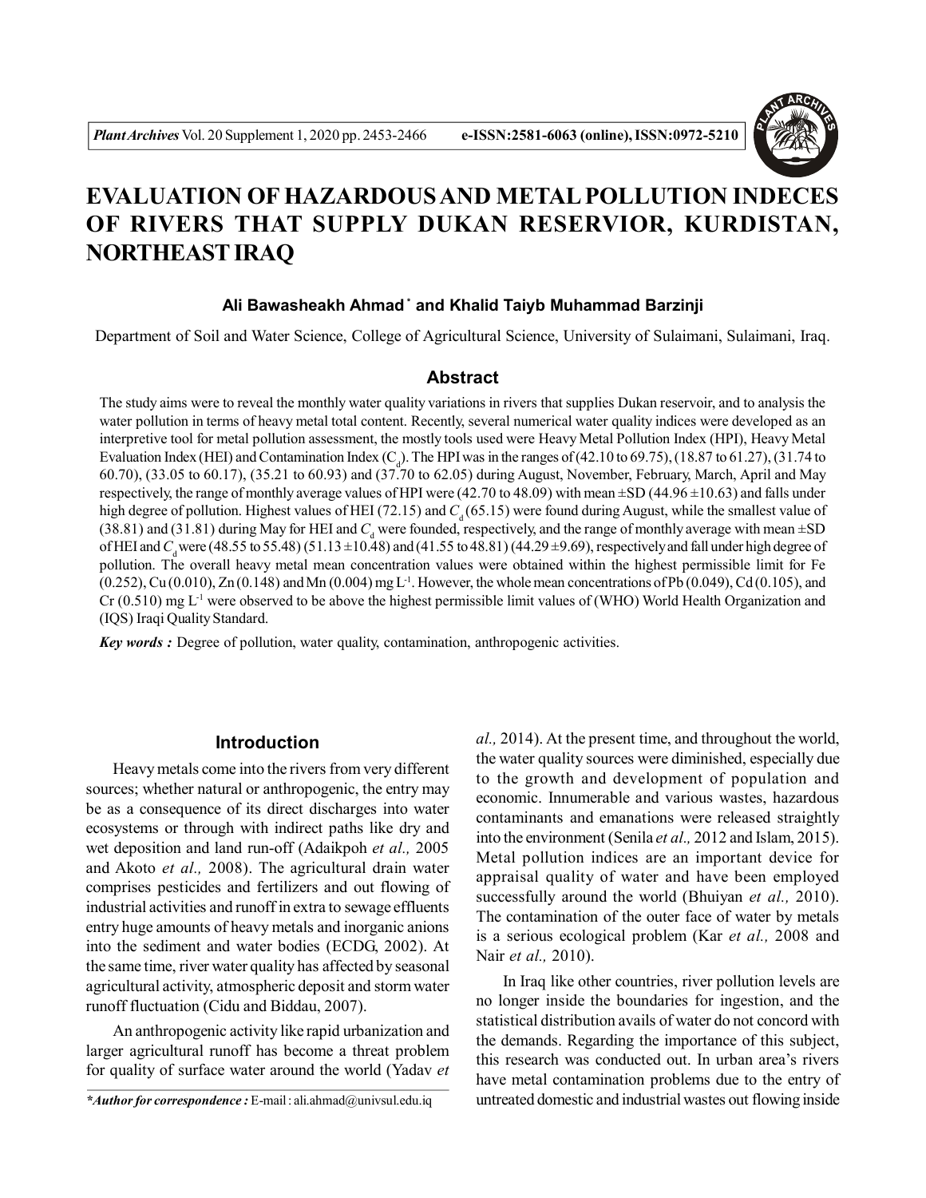# EVALUATION OF HAZARDOUS AND METAL POLLUTION INDECES OF RIVERS THAT SUPPLY DUKAN RESERVIOR, KURDISTAN, NORTHEAST IRAQ

**Ali Bawasheakh Ahmad*** **and Khalid Taiyb Muhammad Barzinji**

Department of Soil and Water Science, College of Agricultural Science, University of Sulaimani, Sulaimani, Iraq.

## Abstract

The study aims were to reveal the monthly water quality variations in rivers that supplies Dukan reservoir, and to analysis the water pollution in terms of heavy metal total content. Recently, several numerical water quality indices were developed as an interpretive tool for metal pollution assessment, the mostly tools used were Heavy Metal Pollution Index (HPI), Heavy Metal Evaluation Index (HEI) and Contamination Index ($C_d$). The HPI was in the ranges of (42.10 to 69.75), (18.87 to 61.27), (31.74 to 60.70), (33.05 to 60.17), (35.21 to 60.93) and (37.70 to 62.05) during August, November, February, March, April and May respectively, the range of monthly average values of HPI were (42.70 to 48.09) with mean ±SD (44.96 ±10.63) and falls under high degree of pollution. Highest values of HEI (72.15) and $C_d$ (65.15) were found during August, while the smallest value of (38.81) and (31.81) during May for HEI and $C_d$ were founded, respectively, and the range of monthly average with mean ±SD of HEI and $C_d$ were (48.55 to 55.48) (51.13 ±10.48) and (41.55 to 48.81) (44.29 ±9.69), respectively and fall under high degree of pollution. The overall heavy metal mean concentration values were obtained within the highest permissible limit for Fe (0.252), Cu (0.010), Zn (0.148) and Mn (0.004) mg $L^{-1}$. However, the whole mean concentrations of Pb (0.049), Cd (0.105), and Cr (0.510) mg $L^{-1}$ were observed to be above the highest permissible limit values of (WHO) World Health Organization and (IQS) Iraqi Quality Standard.

***Key words :*** Degree of pollution, water quality, contamination, anthropogenic activities.

## Introduction

Heavy metals come into the rivers from very different sources; whether natural or anthropogenic, the entry may be as a consequence of its direct discharges into water ecosystems or through with indirect paths like dry and wet deposition and land run-off (Adaikpoh *et al.,* 2005 and Akoto *et al.,* 2008). The agricultural drain water comprises pesticides and fertilizers and out flowing of industrial activities and runoff in extra to sewage effluents entry huge amounts of heavy metals and inorganic anions into the sediment and water bodies (ECDG, 2002). At the same time, river water quality has affected by seasonal agricultural activity, atmospheric deposit and storm water runoff fluctuation (Cidu and Biddau, 2007).

An anthropogenic activity like rapid urbanization and larger agricultural runoff has become a threat problem for quality of surface water around the world (Yadav *et al.,* 2014). At the present time, and throughout the world, the water quality sources were diminished, especially due to the growth and development of population and economic. Innumerable and various wastes, hazardous contaminants and emanations were released straightly into the environment (Senila *et al.,* 2012 and Islam, 2015). Metal pollution indices are an important device for appraisal quality of water and have been employed successfully around the world (Bhuiyan *et al.,* 2010). The contamination of the outer face of water by metals is a serious ecological problem (Kar *et al.,* 2008 and Nair *et al.,* 2010).

In Iraq like other countries, river pollution levels are no longer inside the boundaries for ingestion, and the statistical distribution avails of water do not concord with the demands. Regarding the importance of this subject, this research was conducted out. In urban area's rivers have metal contamination problems due to the entry of untreated domestic and industrial wastes out flowing inside

****Author for correspondence :*** E-mail : ali.ahmad@univsul.edu.iq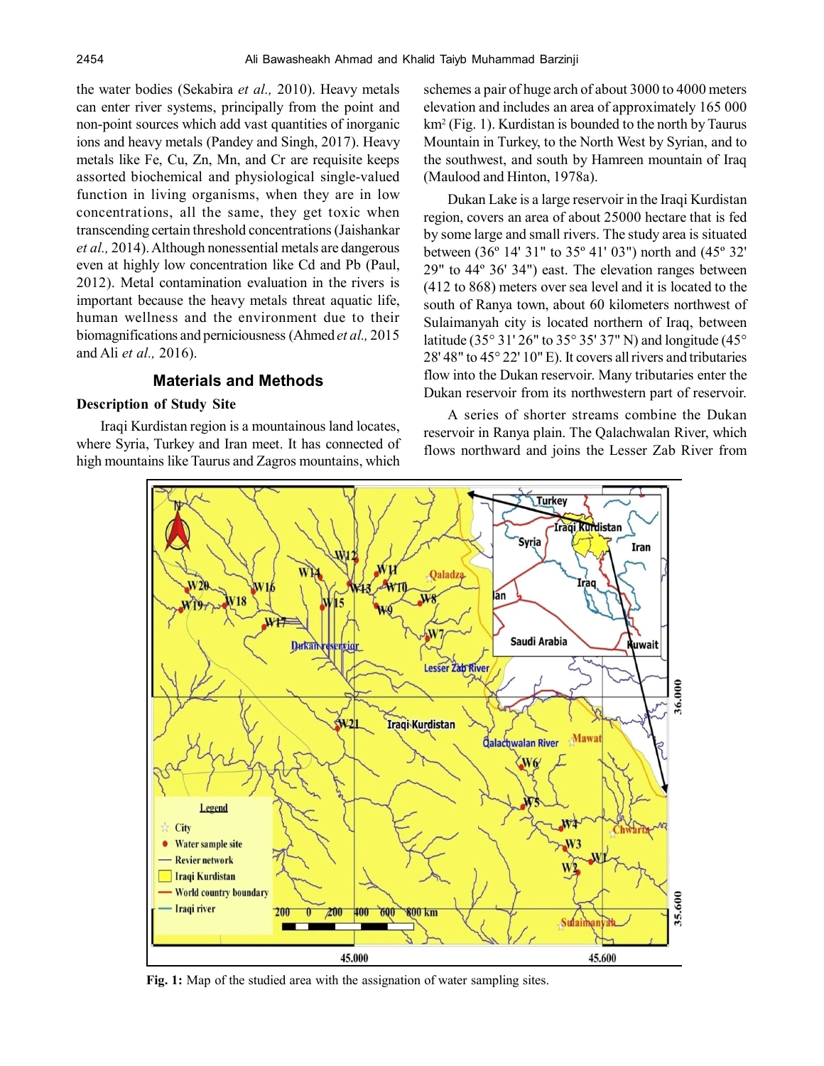the water bodies (Sekabira *et al.,* 2010). Heavy metals can enter river systems, principally from the point and non-point sources which add vast quantities of inorganic ions and heavy metals (Pandey and Singh, 2017). Heavy metals like Fe, Cu, Zn, Mn, and Cr are requisite keeps assorted biochemical and physiological single-valued function in living organisms, when they are in low concentrations, all the same, they get toxic when transcending certain threshold concentrations (Jaishankar *et al.,* 2014). Although nonessential metals are dangerous even at highly low concentration like Cd and Pb (Paul, 2012). Metal contamination evaluation in the rivers is important because the heavy metals threat aquatic life, human wellness and the environment due to their biomagnifications and perniciousness (Ahmed *et al.,* 2015 and Ali *et al.,* 2016).

## Materials and Methods

### Description of Study Site

Iraqi Kurdistan region is a mountainous land locates, where Syria, Turkey and Iran meet. It has connected of high mountains like Taurus and Zagros mountains, which schemes a pair of huge arch of about 3000 to 4000 meters elevation and includes an area of approximately 165 000 km$^2$ (Fig. 1). Kurdistan is bounded to the north by Taurus Mountain in Turkey, to the North West by Syrian, and to the southwest, and south by Hamreen mountain of Iraq (Maulood and Hinton, 1978a).

Dukan Lake is a large reservoir in the Iraqi Kurdistan region, covers an area of about 25000 hectare that is fed by some large and small rivers. The study area is situated between (36º 14' 31") to 35º 41' 03") north and (45º 32' 29" to 44º 36' 34") east. The elevation ranges between (412 to 868) meters over sea level and it is located to the south of Ranya town, about 60 kilometers northwest of Sulaimanyah city is located northern of Iraq, between latitude (35° 31' 26" to 35° 35' 37" N) and longitude (45° 28' 48" to 45° 22' 10" E). It covers all rivers and tributaries flow into the Dukan reservoir. Many tributaries enter the Dukan reservoir from its northwestern part of reservoir.

A series of shorter streams combine the Dukan reservoir in Ranya plain. The Qalachwalan River, which flows northward and joins the Lesser Zab River from

**Fig. 1:** Map of the studied area with the assignation of water sampling sites.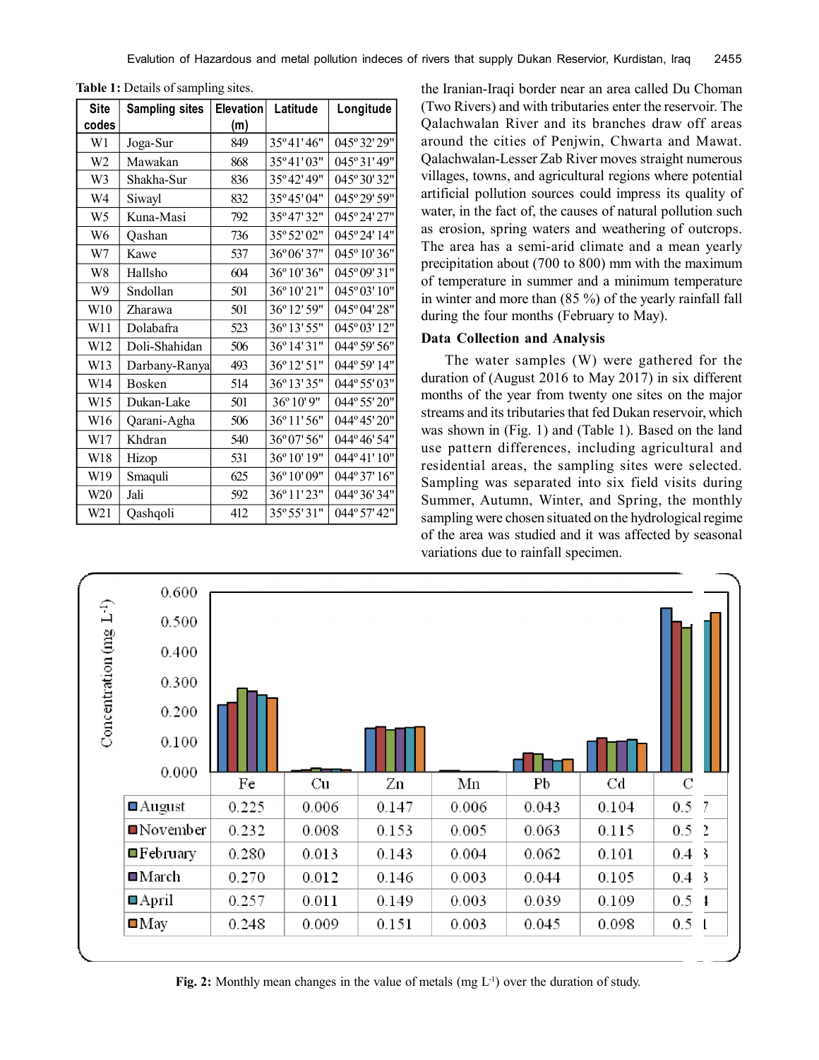Table 1: Details of sampling sites.

| Site codes | Sampling sites | Elevation (m) | Latitude | Longitude |
|---|---|---|---|---|
| W1 | Joga-Sur | 849 | 35°41'46" | 045°32'29" |
| W2 | Mawakan | 868 | 35°41'03" | 045°31'49" |
| W3 | Shakha-Sur | 836 | 35°42'49" | 045°30'32" |
| W4 | Siwayl | 832 | 35°45'04" | 045°29'59" |
| W5 | Kuna-Masi | 792 | 35°47'32" | 045°24'27" |
| W6 | Qashan | 736 | 35°52'02" | 045°24'14" |
| W7 | Kawe | 537 | 36°06'37" | 045°10'36" |
| W8 | Hallsho | 604 | 36°10'36" | 045°09'31" |
| W9 | Sndollan | 501 | 36°10'21" | 045°03'10" |
| W10 | Zharawa | 501 | 36°12'59" | 045°04'28" |
| W11 | Dolabafra | 523 | 36°13'55" | 045°03'12" |
| W12 | Doli-Shahidan | 506 | 36°14'31" | 044°59'56" |
| W13 | Darbany-Ranya | 493 | 36°12'51" | 044°59'14" |
| W14 | Bosken | 514 | 36°13'35" | 044°55'03" |
| W15 | Dukan-Lake | 501 | 36°10'9" | 044°55'20" |
| W16 | Qarani-Agha | 506 | 36°11'56" | 044°45'20" |
| W17 | Khdran | 540 | 36°07'56" | 044°46'54" |
| W18 | Hizop | 531 | 36°10'19" | 044°41'10" |
| W19 | Smaquli | 625 | 36°10'09" | 044°37'16" |
| W20 | Jali | 592 | 36°11'23" | 044°36'34" |
| W21 | Qashqoli | 412 | 35°55'31" | 044°57'42" |

the Iranian-Iraqi border near an area called Du Choman (Two Rivers) and with tributaries enter the reservoir. The Qalachwalan River and its branches draw off areas around the cities of Penjwin, Chwarta and Mawat. Qalachwalan-Lesser Zab River moves straight numerous villages, towns, and agricultural regions where potential artificial pollution sources could impress its quality of water, in the fact of, the causes of natural pollution such as erosion, spring waters and weathering of outcrops. The area has a semi-arid climate and a mean yearly precipitation about (700 to 800) mm with the maximum of temperature in summer and a minimum temperature in winter and more than (85 %) of the yearly rainfall fall during the four months (February to May).

## Data Collection and Analysis

The water samples (W) were gathered for the duration of (August 2016 to May 2017) in six different months of the year from twenty one sites on the major streams and its tributaries that fed Dukan reservoir, which was shown in (Fig. 1) and (Table 1). Based on the land use pattern differences, including agricultural and residential areas, the sampling sites were selected. Sampling was separated into six field visits during Summer, Autumn, Winter, and Spring, the monthly sampling were chosen situated on the hydrological regime of the area was studied and it was affected by seasonal variations due to rainfall specimen.

| | Fe | Cu | Zn | Mn | Pb | Cd | C |
|---|---|---|---|---|---|---|---|
| August | 0.225 | 0.006 | 0.147 | 0.006 | 0.043 | 0.104 | 0.5 7 |
| November | 0.232 | 0.008 | 0.153 | 0.005 | 0.063 | 0.115 | 0.5 2 |
| February | 0.280 | 0.013 | 0.143 | 0.004 | 0.062 | 0.101 | 0.4 3 |
| March | 0.270 | 0.012 | 0.146 | 0.003 | 0.044 | 0.105 | 0.4 3 |
| April | 0.257 | 0.011 | 0.149 | 0.003 | 0.039 | 0.109 | 0.5 4 |
| May | 0.248 | 0.009 | 0.151 | 0.003 | 0.045 | 0.098 | 0.5 1 |

Fig. 2: Monthly mean changes in the value of metals (mg $L^{-1}$) over the duration of study.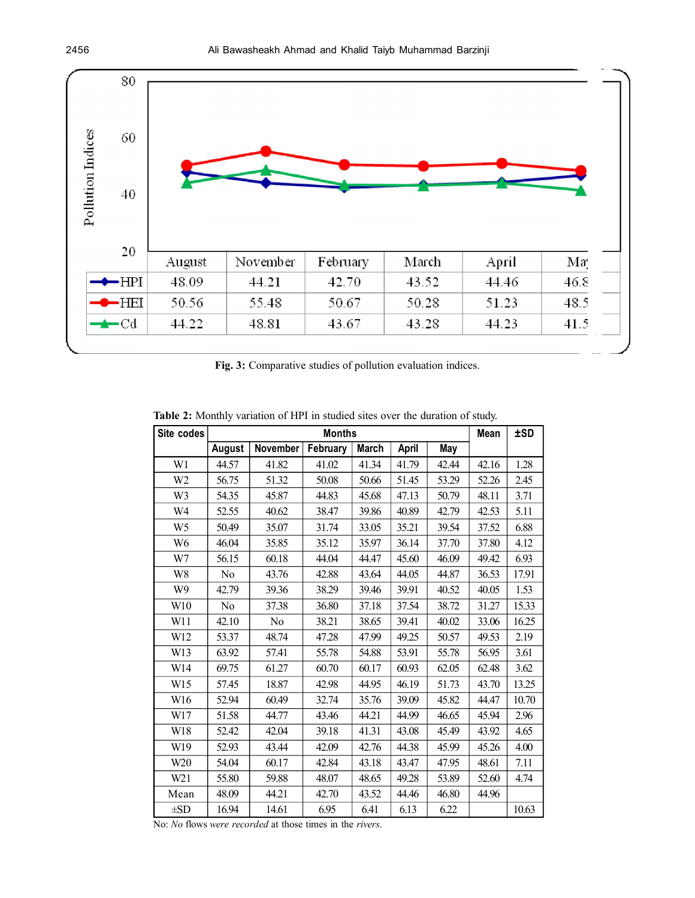| | August | November | February | March | April | Ma |
|---|---|---|---|---|---|---|
| HPI | 48.09 | 44.21 | 42.70 | 43.52 | 44.46 | 46.8 |
| HEI | 50.56 | 55.48 | 50.67 | 50.28 | 51.23 | 48.5 |
| Cd | 44.22 | 48.81 | 43.67 | 43.28 | 44.23 | 41.5 |

**Fig. 3:** Comparative studies of pollution evaluation indices.

**Table 2:** Monthly variation of HPI in studied sites over the duration of study.

| Site codes | Months | | | | | | Mean | ±SD |
|---|---|---|---|---|---|---|---|---|
| | August | November | February | March | April | May | | |
| W1 | 44.57 | 41.82 | 41.02 | 41.34 | 41.79 | 42.44 | 42.16 | 1.28 |
| W2 | 56.75 | 51.32 | 50.08 | 50.66 | 51.45 | 53.29 | 52.26 | 2.45 |
| W3 | 54.35 | 45.87 | 44.83 | 45.68 | 47.13 | 50.79 | 48.11 | 3.71 |
| W4 | 52.55 | 40.62 | 38.47 | 39.86 | 40.89 | 42.79 | 42.53 | 5.11 |
| W5 | 50.49 | 35.07 | 31.74 | 33.05 | 35.21 | 39.54 | 37.52 | 6.88 |
| W6 | 46.04 | 35.85 | 35.12 | 35.97 | 36.14 | 37.70 | 37.80 | 4.12 |
| W7 | 56.15 | 60.18 | 44.04 | 44.47 | 45.60 | 46.09 | 49.42 | 6.93 |
| W8 | No | 43.76 | 42.88 | 43.64 | 44.05 | 44.87 | 36.53 | 17.91 |
| W9 | 42.79 | 39.36 | 38.29 | 39.46 | 39.91 | 40.52 | 40.05 | 1.53 |
| W10 | No | 37.38 | 36.80 | 37.18 | 37.54 | 38.72 | 31.27 | 15.33 |
| W11 | 42.10 | No | 38.21 | 38.65 | 39.41 | 40.02 | 33.06 | 16.25 |
| W12 | 53.37 | 48.74 | 47.28 | 47.99 | 49.25 | 50.57 | 49.53 | 2.19 |
| W13 | 63.92 | 57.41 | 55.78 | 54.88 | 53.91 | 55.78 | 56.95 | 3.61 |
| W14 | 69.75 | 61.27 | 60.70 | 60.17 | 60.93 | 62.05 | 62.48 | 3.62 |
| W15 | 57.45 | 18.87 | 42.98 | 44.95 | 46.19 | 51.73 | 43.70 | 13.25 |
| W16 | 52.94 | 60.49 | 32.74 | 35.76 | 39.09 | 45.82 | 44.47 | 10.70 |
| W17 | 51.58 | 44.77 | 43.46 | 44.21 | 44.99 | 46.65 | 45.94 | 2.96 |
| W18 | 52.42 | 42.04 | 39.18 | 41.31 | 43.08 | 45.49 | 43.92 | 4.65 |
| W19 | 52.93 | 43.44 | 42.09 | 42.76 | 44.38 | 45.99 | 45.26 | 4.00 |
| W20 | 54.04 | 60.17 | 42.84 | 43.18 | 43.47 | 47.95 | 48.61 | 7.11 |
| W21 | 55.80 | 59.88 | 48.07 | 48.65 | 49.28 | 53.89 | 52.60 | 4.74 |
| Mean | 48.09 | 44.21 | 42.70 | 43.52 | 44.46 | 46.80 | 44.96 | |
| ±SD | 16.94 | 14.61 | 6.95 | 6.41 | 6.13 | 6.22 | | 10.63 |

No: *No* flows *were recorded* at those times in the *rivers*.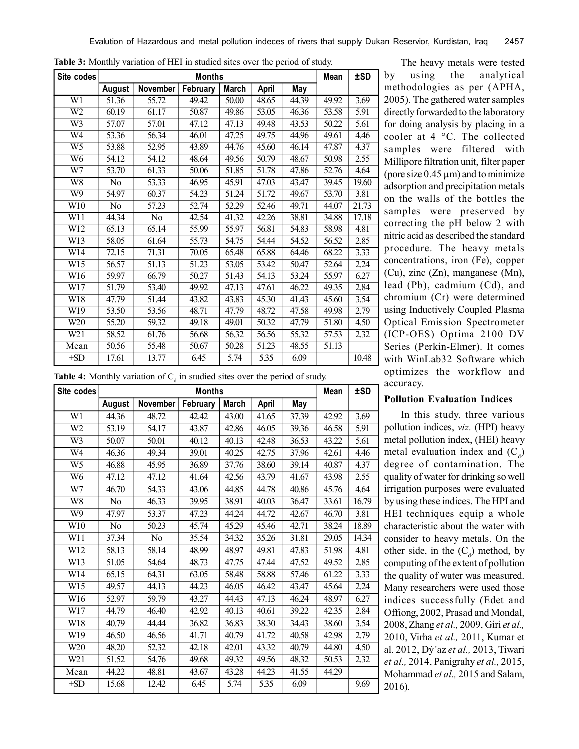**Table 3:** Monthly variation of HEI in studied sites over the period of study.

| Site codes | Months | | | | | | Mean | ±SD |
|---|---|---|---|---|---|---|---|---|
| | August | November | February | March | April | May | | |
| W1 | 51.36 | 55.72 | 49.42 | 50.00 | 48.65 | 44.39 | 49.92 | 3.69 |
| W2 | 60.19 | 61.17 | 50.87 | 49.86 | 53.05 | 46.36 | 53.58 | 5.91 |
| W3 | 57.07 | 57.01 | 47.12 | 47.13 | 49.48 | 43.53 | 50.22 | 5.61 |
| W4 | 53.36 | 56.34 | 46.01 | 47.25 | 49.75 | 44.96 | 49.61 | 4.46 |
| W5 | 53.88 | 52.95 | 43.89 | 44.76 | 45.60 | 46.14 | 47.87 | 4.37 |
| W6 | 54.12 | 54.12 | 48.64 | 49.56 | 50.79 | 48.67 | 50.98 | 2.55 |
| W7 | 53.70 | 61.33 | 50.06 | 51.85 | 51.78 | 47.86 | 52.76 | 4.64 |
| W8 | No | 53.33 | 46.95 | 45.91 | 47.03 | 43.47 | 39.45 | 19.60 |
| W9 | 54.97 | 60.37 | 54.23 | 51.24 | 51.72 | 49.67 | 53.70 | 3.81 |
| W10 | No | 57.23 | 52.74 | 52.29 | 52.46 | 49.71 | 44.07 | 21.73 |
| W11 | 44.34 | No | 42.54 | 41.32 | 42.26 | 38.81 | 34.88 | 17.18 |
| W12 | 65.13 | 65.14 | 55.99 | 55.97 | 56.81 | 54.83 | 58.98 | 4.81 |
| W13 | 58.05 | 61.64 | 55.73 | 54.75 | 54.44 | 54.52 | 56.52 | 2.85 |
| W14 | 72.15 | 71.31 | 70.05 | 65.48 | 65.88 | 64.46 | 68.22 | 3.33 |
| W15 | 56.57 | 51.13 | 51.23 | 53.05 | 53.42 | 50.47 | 52.64 | 2.24 |
| W16 | 59.97 | 66.79 | 50.27 | 51.43 | 54.13 | 53.24 | 55.97 | 6.27 |
| W17 | 51.79 | 53.40 | 49.92 | 47.13 | 47.61 | 46.22 | 49.35 | 2.84 |
| W18 | 47.79 | 51.44 | 43.82 | 43.83 | 45.30 | 41.43 | 45.60 | 3.54 |
| W19 | 53.50 | 53.56 | 48.71 | 47.79 | 48.72 | 47.58 | 49.98 | 2.79 |
| W20 | 55.20 | 59.32 | 49.18 | 49.01 | 50.32 | 47.79 | 51.80 | 4.50 |
| W21 | 58.52 | 61.76 | 56.68 | 56.32 | 56.56 | 55.32 | 57.53 | 2.32 |
| Mean | 50.56 | 55.48 | 50.67 | 50.28 | 51.23 | 48.55 | 51.13 | |
| ±SD | 17.61 | 13.77 | 6.45 | 5.74 | 5.35 | 6.09 | | 10.48 |

**Table 4:** Monthly variation of $C_d$ in studied sites over the period of study.

| Site codes | Months | | | | | | Mean | ±SD |
|---|---|---|---|---|---|---|---|---|
| | August | November | February | March | April | May | | |
| W1 | 44.36 | 48.72 | 42.42 | 43.00 | 41.65 | 37.39 | 42.92 | 3.69 |
| W2 | 53.19 | 54.17 | 43.87 | 42.86 | 46.05 | 39.36 | 46.58 | 5.91 |
| W3 | 50.07 | 50.01 | 40.12 | 40.13 | 42.48 | 36.53 | 43.22 | 5.61 |
| W4 | 46.36 | 49.34 | 39.01 | 40.25 | 42.75 | 37.96 | 42.61 | 4.46 |
| W5 | 46.88 | 45.95 | 36.89 | 37.76 | 38.60 | 39.14 | 40.87 | 4.37 |
| W6 | 47.12 | 47.12 | 41.64 | 42.56 | 43.79 | 41.67 | 43.98 | 2.55 |
| W7 | 46.70 | 54.33 | 43.06 | 44.85 | 44.78 | 40.86 | 45.76 | 4.64 |
| W8 | No | 46.33 | 39.95 | 38.91 | 40.03 | 36.47 | 33.61 | 16.79 |
| W9 | 47.97 | 53.37 | 47.23 | 44.24 | 44.72 | 42.67 | 46.70 | 3.81 |
| W10 | No | 50.23 | 45.74 | 45.29 | 45.46 | 42.71 | 38.24 | 18.89 |
| W11 | 37.34 | No | 35.54 | 34.32 | 35.26 | 31.81 | 29.05 | 14.34 |
| W12 | 58.13 | 58.14 | 48.99 | 48.97 | 49.81 | 47.83 | 51.98 | 4.81 |
| W13 | 51.05 | 54.64 | 48.73 | 47.75 | 47.44 | 47.52 | 49.52 | 2.85 |
| W14 | 65.15 | 64.31 | 63.05 | 58.48 | 58.88 | 57.46 | 61.22 | 3.33 |
| W15 | 49.57 | 44.13 | 44.23 | 46.05 | 46.42 | 43.47 | 45.64 | 2.24 |
| W16 | 52.97 | 59.79 | 43.27 | 44.43 | 47.13 | 46.24 | 48.97 | 6.27 |
| W17 | 44.79 | 46.40 | 42.92 | 40.13 | 40.61 | 39.22 | 42.35 | 2.84 |
| W18 | 40.79 | 44.44 | 36.82 | 36.83 | 38.30 | 34.43 | 38.60 | 3.54 |
| W19 | 46.50 | 46.56 | 41.71 | 40.79 | 41.72 | 40.58 | 42.98 | 2.79 |
| W20 | 48.20 | 52.32 | 42.18 | 42.01 | 43.32 | 40.79 | 44.80 | 4.50 |
| W21 | 51.52 | 54.76 | 49.68 | 49.32 | 49.56 | 48.32 | 50.53 | 2.32 |
| Mean | 44.22 | 48.81 | 43.67 | 43.28 | 44.23 | 41.55 | 44.29 | |
| ±SD | 15.68 | 12.42 | 6.45 | 5.74 | 5.35 | 6.09 | | 9.69 |

The heavy metals were tested by using the analytical methodologies as per (APHA, 2005). The gathered water samples directly forwarded to the laboratory for doing analysis by placing in a cooler at 4 °C. The collected samples were filtered with Millipore filtration unit, filter paper (pore size 0.45 µm) and to minimize adsorption and precipitation metals on the walls of the bottles the samples were preserved by correcting the pH below 2 with nitric acid as described the standard procedure. The heavy metals concentrations, iron (Fe), copper (Cu), zinc (Zn), manganese (Mn), lead (Pb), cadmium (Cd), and chromium (Cr) were determined using Inductively Coupled Plasma Optical Emission Spectrometer (ICP-OES) Optima 2100 DV Series (Perkin-Elmer). It comes with WinLab32 Software which optimizes the workflow and accuracy.

### Pollution Evaluation Indices

In this study, three various pollution indices, *viz.* (HPI) heavy metal pollution index, (HEI) heavy metal evaluation index and ($C_d$) degree of contamination. The quality of water for drinking so well irrigation purposes were evaluated by using these indices. The HPI and HEI techniques equip a whole characteristic about the water with consider to heavy metals. On the other side, in the ($C_d$) method, by computing of the extent of pollution the quality of water was measured. Many researchers were used those indices successfully (Edet and Offiong, 2002, Prasad and Mondal, 2008, Zhang *et al.,* 2009, Giri *et al.,* 2010, Virha *et al.,* 2011, Kumar et al. 2012, Dý´az *et al.,* 2013, Tiwari *et al.,* 2014, Panigrahy *et al.,* 2015, Mohammad *et al.,* 2015 and Salam, 2016).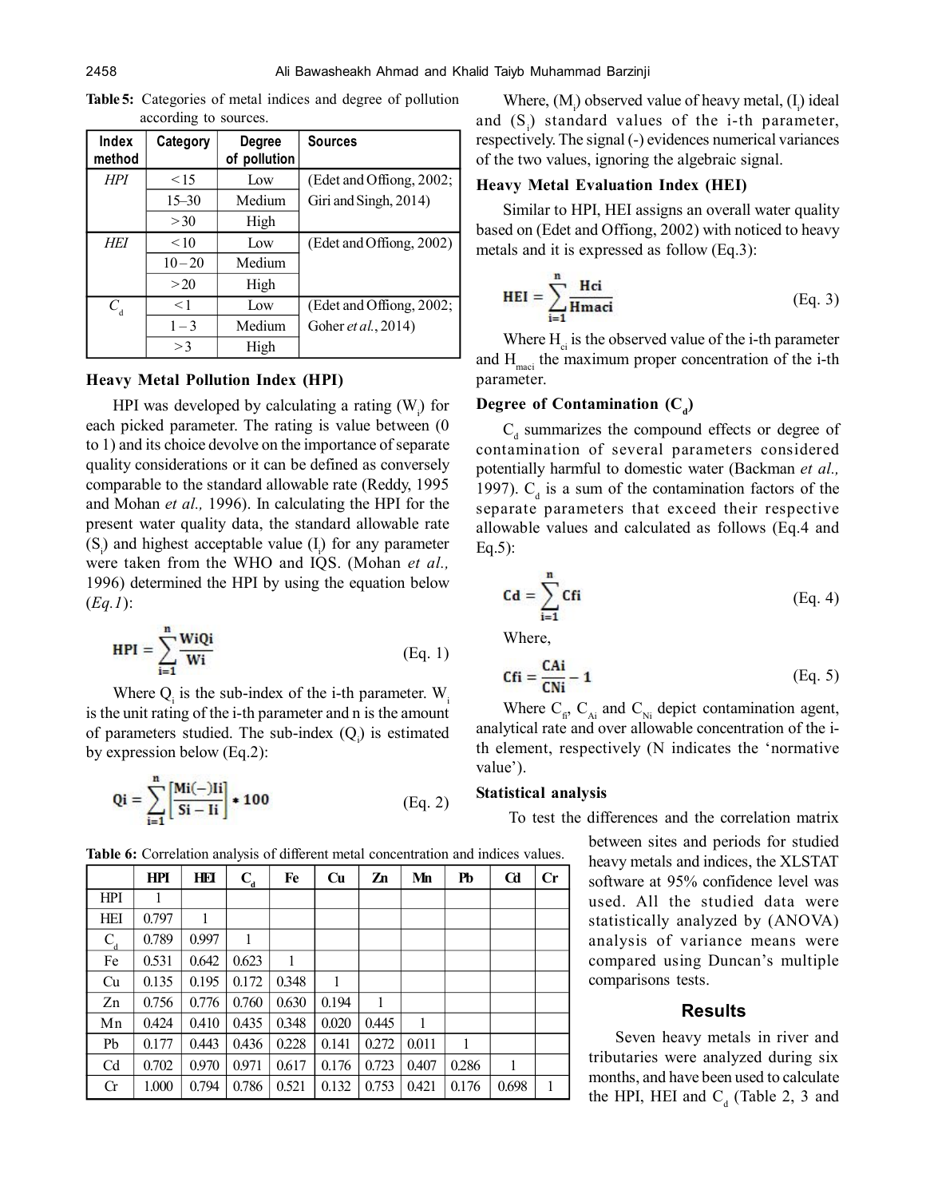**Table 5:** Categories of metal indices and degree of pollution according to sources.

| Index method | Category | Degree of pollution | Sources |
|---|---|---|---|
| *HPI* | < 15 | Low | (Edet and Offiong, 2002; Giri and Singh, 2014) |
| | 15–30 | Medium | |
| | > 30 | High | |
| *HEI* | < 10 | Low | (Edet and Offiong, 2002) |
| | 10 – 20 | Medium | |
| | > 20 | High | |
| $C_d$ | < 1 | Low | (Edet and Offiong, 2002; Goher *et al.*, 2014) |
| | 1 – 3 | Medium | |
| | > 3 | High | |

### Heavy Metal Pollution Index (HPI)

HPI was developed by calculating a rating ($W_i$) for each picked parameter. The rating is value between (0 to 1) and its choice devolve on the importance of separate quality considerations or it can be defined as conversely comparable to the standard allowable rate (Reddy, 1995 and Mohan *et al.,* 1996). In calculating the HPI for the present water quality data, the standard allowable rate ($S_i$) and highest acceptable value ($I_i$) for any parameter were taken from the WHO and IQS. (Mohan *et al.,* 1996) determined the HPI by using the equation below (*Eq.1*):

$$HPI = \sum_{i=1}^{n} \frac{WiQi}{Wi} \quad \text{(Eq. 1)}$$

Where $Q_i$ is the sub-index of the i-th parameter. $W_i$ is the unit rating of the i-th parameter and n is the amount of parameters studied. The sub-index ($Q_i$) is estimated by expression below (Eq.2):

$$Qi = \sum_{i=1}^{n} \left[\frac{Mi(-)Ii}{Si - Ii}\right] * 100 \quad \text{(Eq. 2)}$$

Where, ($M_i$) observed value of heavy metal, ($I_i$) ideal and ($S_i$) standard values of the i-th parameter, respectively. The signal (-) evidences numerical variances of the two values, ignoring the algebraic signal.

### Heavy Metal Evaluation Index (HEI)

Similar to HPI, HEI assigns an overall water quality based on (Edet and Offiong, 2002) with noticed to heavy metals and it is expressed as follow (Eq.3):

$$HEI = \sum_{i=1}^{n} \frac{Hci}{Hmaci} \quad \text{(Eq. 3)}$$

Where $H_{ci}$ is the observed value of the i-th parameter and $H_{maci}$ the maximum proper concentration of the i-th parameter.

### Degree of Contamination ($C_d$)

$C_d$ summarizes the compound effects or degree of contamination of several parameters considered potentially harmful to domestic water (Backman *et al.,* 1997). $C_d$ is a sum of the contamination factors of the separate parameters that exceed their respective allowable values and calculated as follows (Eq.4 and Eq.5):

$$Cd = \sum_{i=1}^{n} Cfi \quad \text{(Eq. 4)}$$

Where,

$$Cfi = \frac{CAi}{CNi} - 1 \quad \text{(Eq. 5)}$$

Where $C_{fi}$, $C_{Ai}$ and $C_{Ni}$ depict contamination agent, analytical rate and over allowable concentration of the i-th element, respectively (N indicates the 'normative value').

### Statistical analysis

To test the differences and the correlation matrix between sites and periods for studied heavy metals and indices, the XLSTAT software at 95% confidence level was used. All the studied data were statistically analyzed by (ANOVA) analysis of variance means were compared using Duncan's multiple comparisons tests.

**Table 6:** Correlation analysis of different metal concentration and indices values.

| | HPI | HEI | $C_d$ | Fe | Cu | Zn | Mn | Pb | Cd | Cr |
|---|---|---|---|---|---|---|---|---|---|---|
| HPI | 1 | | | | | | | | | |
| HEI | 0.797 | 1 | | | | | | | | |
| $C_d$ | 0.789 | 0.997 | 1 | | | | | | | |
| Fe | 0.531 | 0.642 | 0.623 | 1 | | | | | | |
| Cu | 0.135 | 0.195 | 0.172 | 0.348 | 1 | | | | | |
| Zn | 0.756 | 0.776 | 0.760 | 0.630 | 0.194 | 1 | | | | |
| Mn | 0.424 | 0.410 | 0.435 | 0.348 | 0.020 | 0.445 | 1 | | | |
| Pb | 0.177 | 0.443 | 0.436 | 0.228 | 0.141 | 0.272 | 0.011 | 1 | | |
| Cd | 0.702 | 0.970 | 0.971 | 0.617 | 0.176 | 0.723 | 0.407 | 0.286 | 1 | |
| Cr | 1.000 | 0.794 | 0.786 | 0.521 | 0.132 | 0.753 | 0.421 | 0.176 | 0.698 | 1 |

## Results

Seven heavy metals in river and tributaries were analyzed during six months, and have been used to calculate the HPI, HEI and $C_d$ (Table 2, 3 and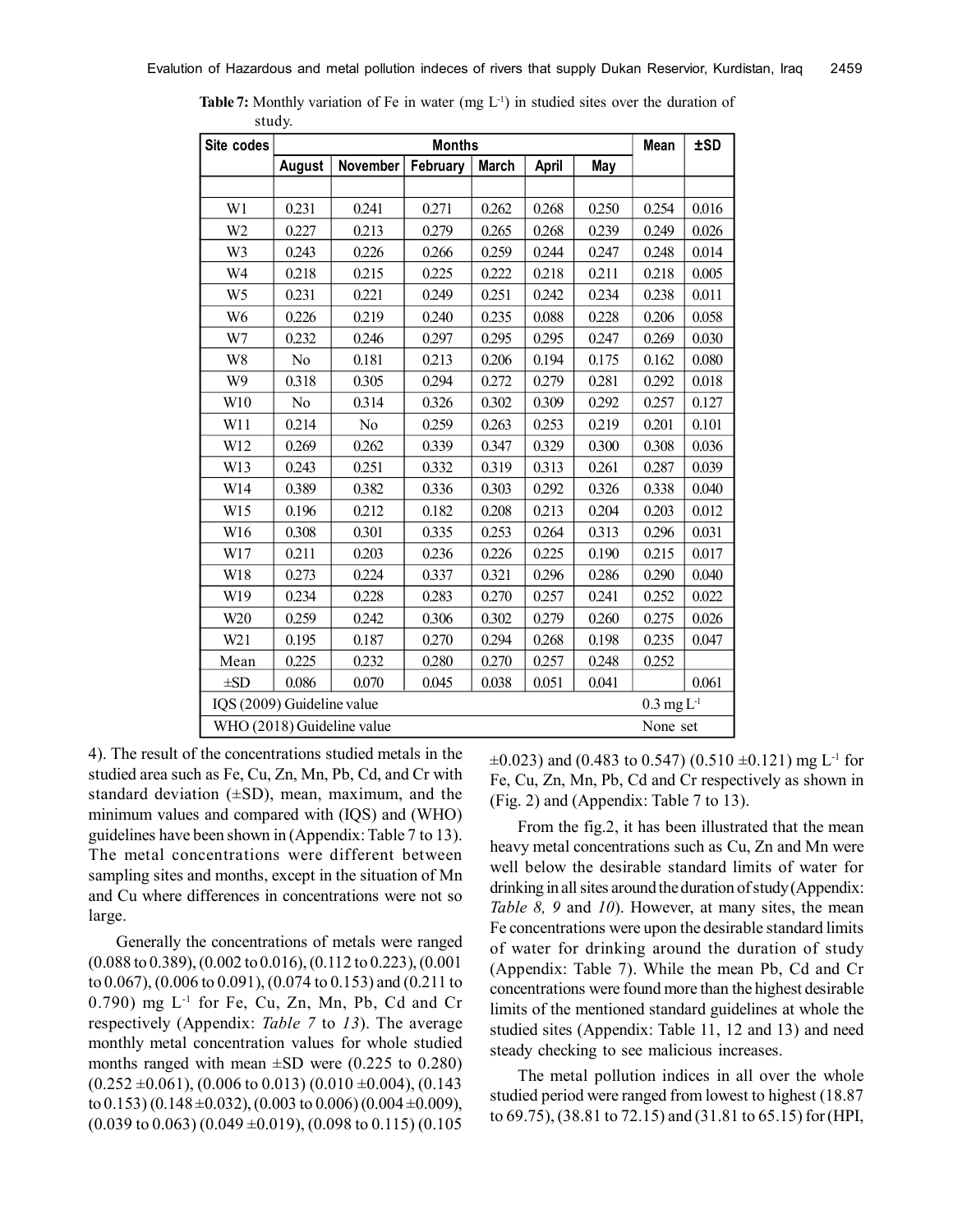**Table 7:** Monthly variation of Fe in water (mg $L^{-1}$) in studied sites over the duration of study.

| Site codes | Months | | | | | | Mean | ±SD |
|---|---|---|---|---|---|---|---|---|
| | August | November | February | March | April | May | | |
| W1 | 0.231 | 0.241 | 0.271 | 0.262 | 0.268 | 0.250 | 0.254 | 0.016 |
| W2 | 0.227 | 0.213 | 0.279 | 0.265 | 0.268 | 0.239 | 0.249 | 0.026 |
| W3 | 0.243 | 0.226 | 0.266 | 0.259 | 0.244 | 0.247 | 0.248 | 0.014 |
| W4 | 0.218 | 0.215 | 0.225 | 0.222 | 0.218 | 0.211 | 0.218 | 0.005 |
| W5 | 0.231 | 0.221 | 0.249 | 0.251 | 0.242 | 0.234 | 0.238 | 0.011 |
| W6 | 0.226 | 0.219 | 0.240 | 0.235 | 0.088 | 0.228 | 0.206 | 0.058 |
| W7 | 0.232 | 0.246 | 0.297 | 0.295 | 0.295 | 0.247 | 0.269 | 0.030 |
| W8 | No | 0.181 | 0.213 | 0.206 | 0.194 | 0.175 | 0.162 | 0.080 |
| W9 | 0.318 | 0.305 | 0.294 | 0.272 | 0.279 | 0.281 | 0.292 | 0.018 |
| W10 | No | 0.314 | 0.326 | 0.302 | 0.309 | 0.292 | 0.257 | 0.127 |
| W11 | 0.214 | No | 0.259 | 0.263 | 0.253 | 0.219 | 0.201 | 0.101 |
| W12 | 0.269 | 0.262 | 0.339 | 0.347 | 0.329 | 0.300 | 0.308 | 0.036 |
| W13 | 0.243 | 0.251 | 0.332 | 0.319 | 0.313 | 0.261 | 0.287 | 0.039 |
| W14 | 0.389 | 0.382 | 0.336 | 0.303 | 0.292 | 0.326 | 0.338 | 0.040 |
| W15 | 0.196 | 0.212 | 0.182 | 0.208 | 0.213 | 0.204 | 0.203 | 0.012 |
| W16 | 0.308 | 0.301 | 0.335 | 0.253 | 0.264 | 0.313 | 0.296 | 0.031 |
| W17 | 0.211 | 0.203 | 0.236 | 0.226 | 0.225 | 0.190 | 0.215 | 0.017 |
| W18 | 0.273 | 0.224 | 0.337 | 0.321 | 0.296 | 0.286 | 0.290 | 0.040 |
| W19 | 0.234 | 0.228 | 0.283 | 0.270 | 0.257 | 0.241 | 0.252 | 0.022 |
| W20 | 0.259 | 0.242 | 0.306 | 0.302 | 0.279 | 0.260 | 0.275 | 0.026 |
| W21 | 0.195 | 0.187 | 0.270 | 0.294 | 0.268 | 0.198 | 0.235 | 0.047 |
| Mean | 0.225 | 0.232 | 0.280 | 0.270 | 0.257 | 0.248 | 0.252 | |
| ±SD | 0.086 | 0.070 | 0.045 | 0.038 | 0.051 | 0.041 | | 0.061 |
| IQS (2009) Guideline value | | | | | | | 0.3 mg $L^{-1}$ | |
| WHO (2018) Guideline value | | | | | | | None set | |

4). The result of the concentrations studied metals in the studied area such as Fe, Cu, Zn, Mn, Pb, Cd, and Cr with standard deviation (±SD), mean, maximum, and the minimum values and compared with (IQS) and (WHO) guidelines have been shown in (Appendix: Table 7 to 13). The metal concentrations were different between sampling sites and months, except in the situation of Mn and Cu where differences in concentrations were not so large.

Generally the concentrations of metals were ranged (0.088 to 0.389), (0.002 to 0.016), (0.112 to 0.223), (0.001 to 0.067), (0.006 to 0.091), (0.074 to 0.153) and (0.211 to 0.790) mg $L^{-1}$ for Fe, Cu, Zn, Mn, Pb, Cd and Cr respectively (Appendix: *Table 7* to *13*). The average monthly metal concentration values for whole studied months ranged with mean ±SD were (0.225 to 0.280) (0.252 ±0.061), (0.006 to 0.013) (0.010 ±0.004), (0.143 to 0.153) (0.148 ±0.032), (0.003 to 0.006) (0.004 ±0.009), (0.039 to 0.063) (0.049 ±0.019), (0.098 to 0.115) (0.105 ±0.023) and (0.483 to 0.547) (0.510 ±0.121) mg $L^{-1}$ for Fe, Cu, Zn, Mn, Pb, Cd and Cr respectively as shown in (Fig. 2) and (Appendix: Table 7 to 13).

From the fig.2, it has been illustrated that the mean heavy metal concentrations such as Cu, Zn and Mn were well below the desirable standard limits of water for drinking in all sites around the duration of study (Appendix: *Table 8, 9* and *10*). However, at many sites, the mean Fe concentrations were upon the desirable standard limits of water for drinking around the duration of study (Appendix: Table 7). While the mean Pb, Cd and Cr concentrations were found more than the highest desirable limits of the mentioned standard guidelines at whole the studied sites (Appendix: Table 11, 12 and 13) and need steady checking to see malicious increases.

The metal pollution indices in all over the whole studied period were ranged from lowest to highest (18.87 to 69.75), (38.81 to 72.15) and (31.81 to 65.15) for (HPI,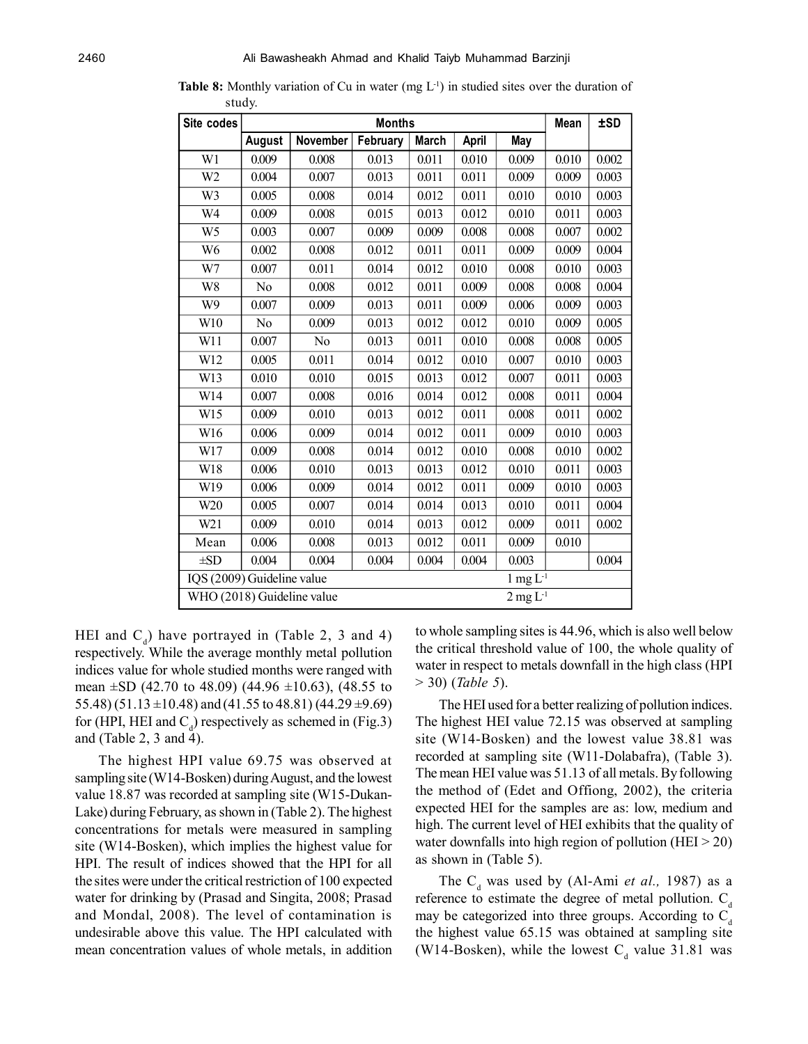**Table 8:** Monthly variation of Cu in water (mg $L^{-1}$) in studied sites over the duration of study.

| Site codes | Months | | | | | | Mean | ±SD |
|---|---|---|---|---|---|---|---|---|
| | August | November | February | March | April | May | | |
| W1 | 0.009 | 0.008 | 0.013 | 0.011 | 0.010 | 0.009 | 0.010 | 0.002 |
| W2 | 0.004 | 0.007 | 0.013 | 0.011 | 0.011 | 0.009 | 0.009 | 0.003 |
| W3 | 0.005 | 0.008 | 0.014 | 0.012 | 0.011 | 0.010 | 0.010 | 0.003 |
| W4 | 0.009 | 0.008 | 0.015 | 0.013 | 0.012 | 0.010 | 0.011 | 0.003 |
| W5 | 0.003 | 0.007 | 0.009 | 0.009 | 0.008 | 0.008 | 0.007 | 0.002 |
| W6 | 0.002 | 0.008 | 0.012 | 0.011 | 0.011 | 0.009 | 0.009 | 0.004 |
| W7 | 0.007 | 0.011 | 0.014 | 0.012 | 0.010 | 0.008 | 0.010 | 0.003 |
| W8 | No | 0.008 | 0.012 | 0.011 | 0.009 | 0.008 | 0.008 | 0.004 |
| W9 | 0.007 | 0.009 | 0.013 | 0.011 | 0.009 | 0.006 | 0.009 | 0.003 |
| W10 | No | 0.009 | 0.013 | 0.012 | 0.012 | 0.010 | 0.009 | 0.005 |
| W11 | 0.007 | No | 0.013 | 0.011 | 0.010 | 0.008 | 0.008 | 0.005 |
| W12 | 0.005 | 0.011 | 0.014 | 0.012 | 0.010 | 0.007 | 0.010 | 0.003 |
| W13 | 0.010 | 0.010 | 0.015 | 0.013 | 0.012 | 0.007 | 0.011 | 0.003 |
| W14 | 0.007 | 0.008 | 0.016 | 0.014 | 0.012 | 0.008 | 0.011 | 0.004 |
| W15 | 0.009 | 0.010 | 0.013 | 0.012 | 0.011 | 0.008 | 0.011 | 0.002 |
| W16 | 0.006 | 0.009 | 0.014 | 0.012 | 0.011 | 0.009 | 0.010 | 0.003 |
| W17 | 0.009 | 0.008 | 0.014 | 0.012 | 0.010 | 0.008 | 0.010 | 0.002 |
| W18 | 0.006 | 0.010 | 0.013 | 0.013 | 0.012 | 0.010 | 0.011 | 0.003 |
| W19 | 0.006 | 0.009 | 0.014 | 0.012 | 0.011 | 0.009 | 0.010 | 0.003 |
| W20 | 0.005 | 0.007 | 0.014 | 0.014 | 0.013 | 0.010 | 0.011 | 0.004 |
| W21 | 0.009 | 0.010 | 0.014 | 0.013 | 0.012 | 0.009 | 0.011 | 0.002 |
| Mean | 0.006 | 0.008 | 0.013 | 0.012 | 0.011 | 0.009 | 0.010 | |
| ±SD | 0.004 | 0.004 | 0.004 | 0.004 | 0.004 | 0.003 | | 0.004 |
| IQS (2009) Guideline value | | | | | | 1 mg $L^{-1}$ | | |
| WHO (2018) Guideline value | | | | | | 2 mg $L^{-1}$ | | |

HEI and $C_d$) have portrayed in (Table 2, 3 and 4) respectively. While the average monthly metal pollution indices value for whole studied months were ranged with mean ±SD (42.70 to 48.09) (44.96 ±10.63), (48.55 to 55.48) (51.13 ±10.48) and (41.55 to 48.81) (44.29 ±9.69) for (HPI, HEI and $C_d$) respectively as schemed in (Fig.3) and (Table 2, 3 and 4).

The highest HPI value 69.75 was observed at sampling site (W14-Bosken) during August, and the lowest value 18.87 was recorded at sampling site (W15-Dukan-Lake) during February, as shown in (Table 2). The highest concentrations for metals were measured in sampling site (W14-Bosken), which implies the highest value for HPI. The result of indices showed that the HPI for all the sites were under the critical restriction of 100 expected water for drinking by (Prasad and Singita, 2008; Prasad and Mondal, 2008). The level of contamination is undesirable above this value. The HPI calculated with mean concentration values of whole metals, in addition to whole sampling sites is 44.96, which is also well below the critical threshold value of 100, the whole quality of water in respect to metals downfall in the high class (HPI > 30) (*Table 5*).

The HEI used for a better realizing of pollution indices. The highest HEI value 72.15 was observed at sampling site (W14-Bosken) and the lowest value 38.81 was recorded at sampling site (W11-Dolabafra), (Table 3). The mean HEI value was 51.13 of all metals. By following the method of (Edet and Offiong, 2002), the criteria expected HEI for the samples are as: low, medium and high. The current level of HEI exhibits that the quality of water downfalls into high region of pollution (HEI > 20) as shown in (Table 5).

The $C_d$ was used by (Al-Ami *et al.,* 1987) as a reference to estimate the degree of metal pollution. $C_d$ may be categorized into three groups. According to $C_d$ the highest value 65.15 was obtained at sampling site (W14-Bosken), while the lowest $C_d$ value 31.81 was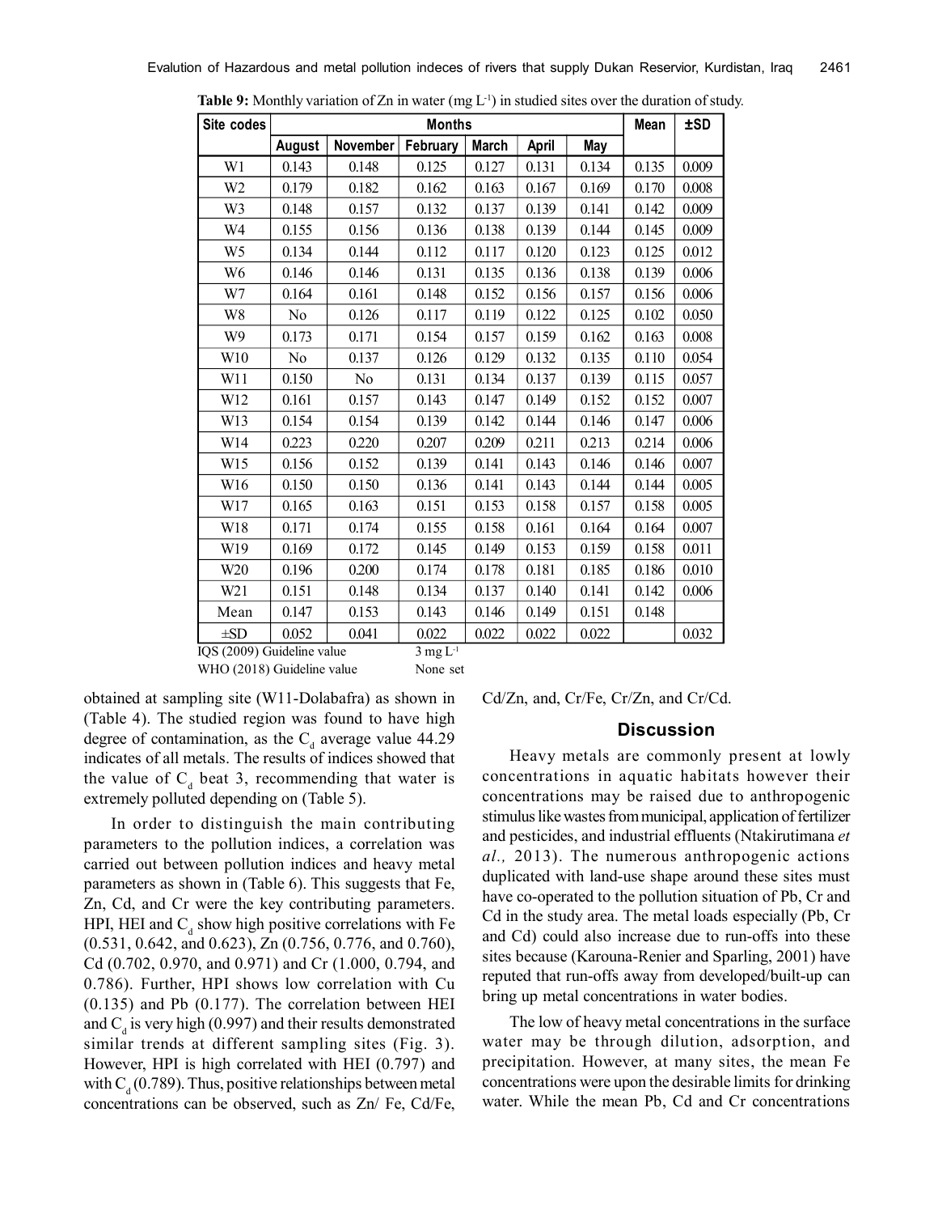**Table 9:** Monthly variation of Zn in water (mg $L^{-1}$) in studied sites over the duration of study.

| Site codes | Months | | | | | | Mean | ±SD |
|---|---|---|---|---|---|---|---|---|
| | August | November | February | March | April | May | | |
| W1 | 0.143 | 0.148 | 0.125 | 0.127 | 0.131 | 0.134 | 0.135 | 0.009 |
| W2 | 0.179 | 0.182 | 0.162 | 0.163 | 0.167 | 0.169 | 0.170 | 0.008 |
| W3 | 0.148 | 0.157 | 0.132 | 0.137 | 0.139 | 0.141 | 0.142 | 0.009 |
| W4 | 0.155 | 0.156 | 0.136 | 0.138 | 0.139 | 0.144 | 0.145 | 0.009 |
| W5 | 0.134 | 0.144 | 0.112 | 0.117 | 0.120 | 0.123 | 0.125 | 0.012 |
| W6 | 0.146 | 0.146 | 0.131 | 0.135 | 0.136 | 0.138 | 0.139 | 0.006 |
| W7 | 0.164 | 0.161 | 0.148 | 0.152 | 0.156 | 0.157 | 0.156 | 0.006 |
| W8 | No | 0.126 | 0.117 | 0.119 | 0.122 | 0.125 | 0.102 | 0.050 |
| W9 | 0.173 | 0.171 | 0.154 | 0.157 | 0.159 | 0.162 | 0.163 | 0.008 |
| W10 | No | 0.137 | 0.126 | 0.129 | 0.132 | 0.135 | 0.110 | 0.054 |
| W11 | 0.150 | No | 0.131 | 0.134 | 0.137 | 0.139 | 0.115 | 0.057 |
| W12 | 0.161 | 0.157 | 0.143 | 0.147 | 0.149 | 0.152 | 0.152 | 0.007 |
| W13 | 0.154 | 0.154 | 0.139 | 0.142 | 0.144 | 0.146 | 0.147 | 0.006 |
| W14 | 0.223 | 0.220 | 0.207 | 0.209 | 0.211 | 0.213 | 0.214 | 0.006 |
| W15 | 0.156 | 0.152 | 0.139 | 0.141 | 0.143 | 0.146 | 0.146 | 0.007 |
| W16 | 0.150 | 0.150 | 0.136 | 0.141 | 0.143 | 0.144 | 0.144 | 0.005 |
| W17 | 0.165 | 0.163 | 0.151 | 0.153 | 0.158 | 0.157 | 0.158 | 0.005 |
| W18 | 0.171 | 0.174 | 0.155 | 0.158 | 0.161 | 0.164 | 0.164 | 0.007 |
| W19 | 0.169 | 0.172 | 0.145 | 0.149 | 0.153 | 0.159 | 0.158 | 0.011 |
| W20 | 0.196 | 0.200 | 0.174 | 0.178 | 0.181 | 0.185 | 0.186 | 0.010 |
| W21 | 0.151 | 0.148 | 0.134 | 0.137 | 0.140 | 0.141 | 0.142 | 0.006 |
| Mean | 0.147 | 0.153 | 0.143 | 0.146 | 0.149 | 0.151 | 0.148 | |
| ±SD | 0.052 | 0.041 | 0.022 | 0.022 | 0.022 | 0.022 | | 0.032 |

IQS (2009) Guideline value 3 mg $L^{-1}$

WHO (2018) Guideline value None set

obtained at sampling site (W11-Dolabafra) as shown in (Table 4). The studied region was found to have high degree of contamination, as the $C_d$ average value 44.29 indicates of all metals. The results of indices showed that the value of $C_d$ beat 3, recommending that water is extremely polluted depending on (Table 5).

In order to distinguish the main contributing parameters to the pollution indices, a correlation was carried out between pollution indices and heavy metal parameters as shown in (Table 6). This suggests that Fe, Zn, Cd, and Cr were the key contributing parameters. HPI, HEI and $C_d$ show high positive correlations with Fe (0.531, 0.642, and 0.623), Zn (0.756, 0.776, and 0.760), Cd (0.702, 0.970, and 0.971) and Cr (1.000, 0.794, and 0.786). Further, HPI shows low correlation with Cu (0.135) and Pb (0.177). The correlation between HEI and $C_d$ is very high (0.997) and their results demonstrated similar trends at different sampling sites (Fig. 3). However, HPI is high correlated with HEI (0.797) and with $C_d$ (0.789). Thus, positive relationships between metal concentrations can be observed, such as Zn/ Fe, Cd/Fe, Cd/Zn, and, Cr/Fe, Cr/Zn, and Cr/Cd.

## Discussion

Heavy metals are commonly present at lowly concentrations in aquatic habitats however their concentrations may be raised due to anthropogenic stimulus like wastes from municipal, application of fertilizer and pesticides, and industrial effluents (Ntakirutimana *et al.,* 2013). The numerous anthropogenic actions duplicated with land-use shape around these sites must have co-operated to the pollution situation of Pb, Cr and Cd in the study area. The metal loads especially (Pb, Cr and Cd) could also increase due to run-offs into these sites because (Karouna-Renier and Sparling, 2001) have reputed that run-offs away from developed/built-up can bring up metal concentrations in water bodies.

The low of heavy metal concentrations in the surface water may be through dilution, adsorption, and precipitation. However, at many sites, the mean Fe concentrations were upon the desirable limits for drinking water. While the mean Pb, Cd and Cr concentrations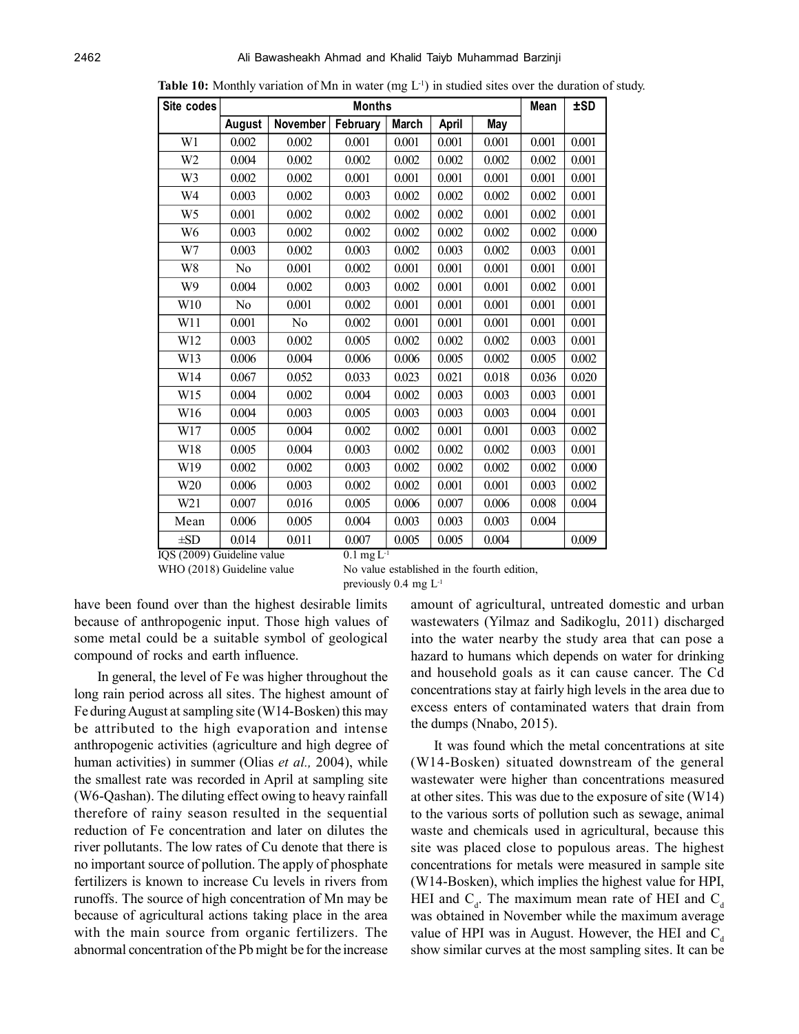**Table 10:** Monthly variation of Mn in water (mg $L^{-1}$) in studied sites over the duration of study.

| Site codes | Months | | | | | | Mean | ±SD |
|---|---|---|---|---|---|---|---|---|
| | August | November | February | March | April | May | | |
| W1 | 0.002 | 0.002 | 0.001 | 0.001 | 0.001 | 0.001 | 0.001 | 0.001 |
| W2 | 0.004 | 0.002 | 0.002 | 0.002 | 0.002 | 0.002 | 0.002 | 0.001 |
| W3 | 0.002 | 0.002 | 0.001 | 0.001 | 0.001 | 0.001 | 0.001 | 0.001 |
| W4 | 0.003 | 0.002 | 0.003 | 0.002 | 0.002 | 0.002 | 0.002 | 0.001 |
| W5 | 0.001 | 0.002 | 0.002 | 0.002 | 0.002 | 0.001 | 0.002 | 0.001 |
| W6 | 0.003 | 0.002 | 0.002 | 0.002 | 0.002 | 0.002 | 0.002 | 0.000 |
| W7 | 0.003 | 0.002 | 0.003 | 0.002 | 0.003 | 0.002 | 0.003 | 0.001 |
| W8 | No | 0.001 | 0.002 | 0.001 | 0.001 | 0.001 | 0.001 | 0.001 |
| W9 | 0.004 | 0.002 | 0.003 | 0.002 | 0.001 | 0.001 | 0.002 | 0.001 |
| W10 | No | 0.001 | 0.002 | 0.001 | 0.001 | 0.001 | 0.001 | 0.001 |
| W11 | 0.001 | No | 0.002 | 0.001 | 0.001 | 0.001 | 0.001 | 0.001 |
| W12 | 0.003 | 0.002 | 0.005 | 0.002 | 0.002 | 0.002 | 0.003 | 0.001 |
| W13 | 0.006 | 0.004 | 0.006 | 0.006 | 0.005 | 0.002 | 0.005 | 0.002 |
| W14 | 0.067 | 0.052 | 0.033 | 0.023 | 0.021 | 0.018 | 0.036 | 0.020 |
| W15 | 0.004 | 0.002 | 0.004 | 0.002 | 0.003 | 0.003 | 0.003 | 0.001 |
| W16 | 0.004 | 0.003 | 0.005 | 0.003 | 0.003 | 0.003 | 0.004 | 0.001 |
| W17 | 0.005 | 0.004 | 0.002 | 0.002 | 0.001 | 0.001 | 0.003 | 0.002 |
| W18 | 0.005 | 0.004 | 0.003 | 0.002 | 0.002 | 0.002 | 0.003 | 0.001 |
| W19 | 0.002 | 0.002 | 0.003 | 0.002 | 0.002 | 0.002 | 0.002 | 0.000 |
| W20 | 0.006 | 0.003 | 0.002 | 0.002 | 0.001 | 0.001 | 0.003 | 0.002 |
| W21 | 0.007 | 0.016 | 0.005 | 0.006 | 0.007 | 0.006 | 0.008 | 0.004 |
| Mean | 0.006 | 0.005 | 0.004 | 0.003 | 0.003 | 0.003 | 0.004 | |
| ±SD | 0.014 | 0.011 | 0.007 | 0.005 | 0.005 | 0.004 | | 0.009 |

IQS (2009) Guideline value: 0.1 mg $L^{-1}$

WHO (2018) Guideline value: No value established in the fourth edition, previously 0.4 mg $L^{-1}$

have been found over than the highest desirable limits because of anthropogenic input. Those high values of some metal could be a suitable symbol of geological compound of rocks and earth influence.

In general, the level of Fe was higher throughout the long rain period across all sites. The highest amount of Fe during August at sampling site (W14-Bosken) this may be attributed to the high evaporation and intense anthropogenic activities (agriculture and high degree of human activities) in summer (Olias *et al.,* 2004), while the smallest rate was recorded in April at sampling site (W6-Qashan). The diluting effect owing to heavy rainfall therefore of rainy season resulted in the sequential reduction of Fe concentration and later on dilutes the river pollutants. The low rates of Cu denote that there is no important source of pollution. The apply of phosphate fertilizers is known to increase Cu levels in rivers from runoffs. The source of high concentration of Mn may be because of agricultural actions taking place in the area with the main source from organic fertilizers. The abnormal concentration of the Pb might be for the increase amount of agricultural, untreated domestic and urban wastewaters (Yilmaz and Sadikoglu, 2011) discharged into the water nearby the study area that can pose a hazard to humans which depends on water for drinking and household goals as it can cause cancer. The Cd concentrations stay at fairly high levels in the area due to excess enters of contaminated waters that drain from the dumps (Nnabo, 2015).

It was found which the metal concentrations at site (W14-Bosken) situated downstream of the general wastewater were higher than concentrations measured at other sites. This was due to the exposure of site (W14) to the various sorts of pollution such as sewage, animal waste and chemicals used in agricultural, because this site was placed close to populous areas. The highest concentrations for metals were measured in sample site (W14-Bosken), which implies the highest value for HPI, HEI and $C_d$. The maximum mean rate of HEI and $C_d$ was obtained in November while the maximum average value of HPI was in August. However, the HEI and $C_d$ show similar curves at the most sampling sites. It can be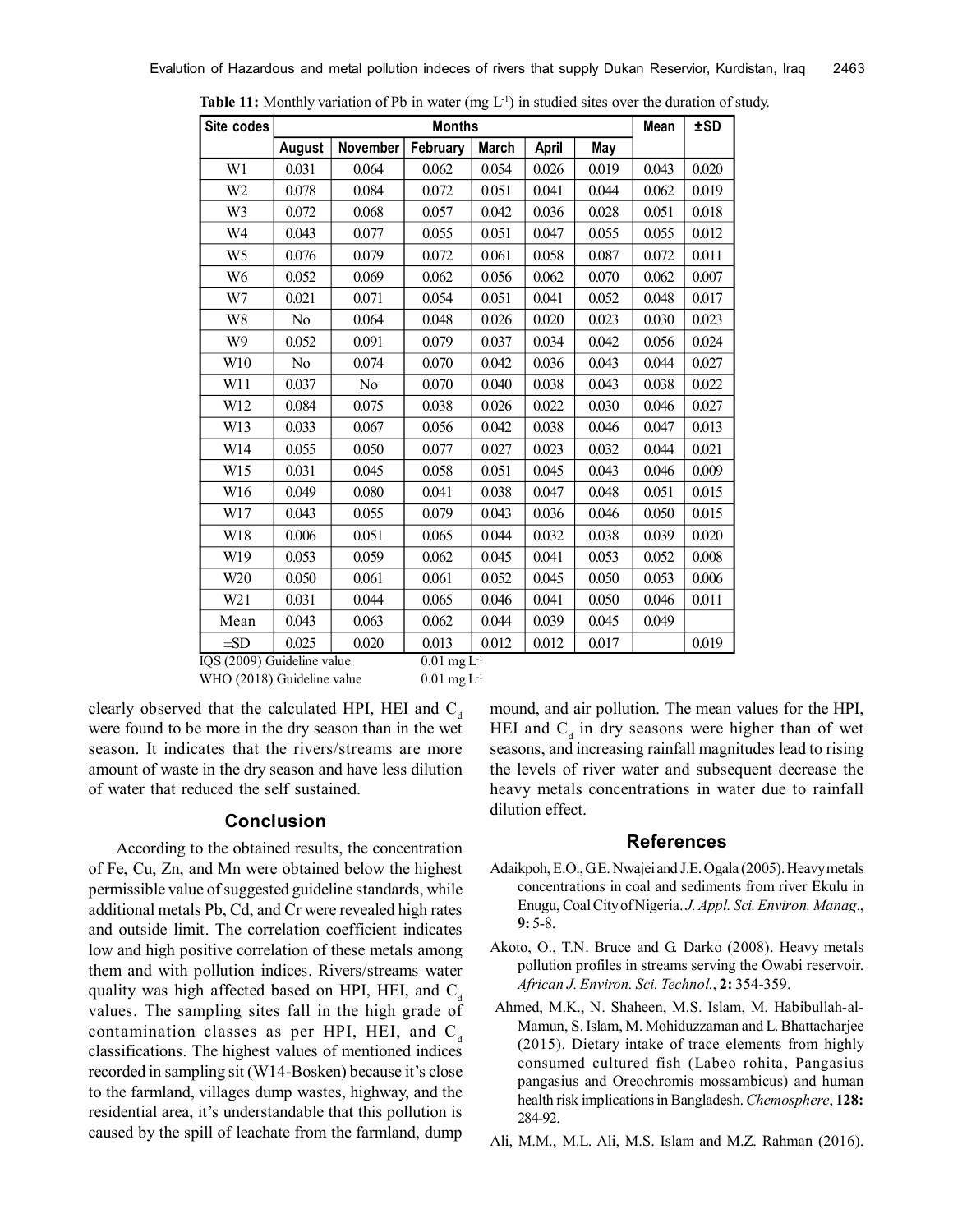**Table 11:** Monthly variation of Pb in water (mg $L^{-1}$) in studied sites over the duration of study.

| Site codes | Months | | | | | | Mean | ±SD |
|---|---|---|---|---|---|---|---|---|
| | August | November | February | March | April | May | | |
| W1 | 0.031 | 0.064 | 0.062 | 0.054 | 0.026 | 0.019 | 0.043 | 0.020 |
| W2 | 0.078 | 0.084 | 0.072 | 0.051 | 0.041 | 0.044 | 0.062 | 0.019 |
| W3 | 0.072 | 0.068 | 0.057 | 0.042 | 0.036 | 0.028 | 0.051 | 0.018 |
| W4 | 0.043 | 0.077 | 0.055 | 0.051 | 0.047 | 0.055 | 0.055 | 0.012 |
| W5 | 0.076 | 0.079 | 0.072 | 0.061 | 0.058 | 0.087 | 0.072 | 0.011 |
| W6 | 0.052 | 0.069 | 0.062 | 0.056 | 0.062 | 0.070 | 0.062 | 0.007 |
| W7 | 0.021 | 0.071 | 0.054 | 0.051 | 0.041 | 0.052 | 0.048 | 0.017 |
| W8 | No | 0.064 | 0.048 | 0.026 | 0.020 | 0.023 | 0.030 | 0.023 |
| W9 | 0.052 | 0.091 | 0.079 | 0.037 | 0.034 | 0.042 | 0.056 | 0.024 |
| W10 | No | 0.074 | 0.070 | 0.042 | 0.036 | 0.043 | 0.044 | 0.027 |
| W11 | 0.037 | No | 0.070 | 0.040 | 0.038 | 0.043 | 0.038 | 0.022 |
| W12 | 0.084 | 0.075 | 0.038 | 0.026 | 0.022 | 0.030 | 0.046 | 0.027 |
| W13 | 0.033 | 0.067 | 0.056 | 0.042 | 0.038 | 0.046 | 0.047 | 0.013 |
| W14 | 0.055 | 0.050 | 0.077 | 0.027 | 0.023 | 0.032 | 0.044 | 0.021 |
| W15 | 0.031 | 0.045 | 0.058 | 0.051 | 0.045 | 0.043 | 0.046 | 0.009 |
| W16 | 0.049 | 0.080 | 0.041 | 0.038 | 0.047 | 0.048 | 0.051 | 0.015 |
| W17 | 0.043 | 0.055 | 0.079 | 0.043 | 0.036 | 0.046 | 0.050 | 0.015 |
| W18 | 0.006 | 0.051 | 0.065 | 0.044 | 0.032 | 0.038 | 0.039 | 0.020 |
| W19 | 0.053 | 0.059 | 0.062 | 0.045 | 0.041 | 0.053 | 0.052 | 0.008 |
| W20 | 0.050 | 0.061 | 0.061 | 0.052 | 0.045 | 0.050 | 0.053 | 0.006 |
| W21 | 0.031 | 0.044 | 0.065 | 0.046 | 0.041 | 0.050 | 0.046 | 0.011 |
| Mean | 0.043 | 0.063 | 0.062 | 0.044 | 0.039 | 0.045 | 0.049 | |
| ±SD | 0.025 | 0.020 | 0.013 | 0.012 | 0.012 | 0.017 | | 0.019 |

IQS (2009) Guideline value 0.01 mg $L^{-1}$

WHO (2018) Guideline value 0.01 mg $L^{-1}$

clearly observed that the calculated HPI, HEI and $C_d$ were found to be more in the dry season than in the wet season. It indicates that the rivers/streams are more amount of waste in the dry season and have less dilution of water that reduced the self sustained.

## Conclusion

According to the obtained results, the concentration of Fe, Cu, Zn, and Mn were obtained below the highest permissible value of suggested guideline standards, while additional metals Pb, Cd, and Cr were revealed high rates and outside limit. The correlation coefficient indicates low and high positive correlation of these metals among them and with pollution indices. Rivers/streams water quality was high affected based on HPI, HEI, and $C_d$ values. The sampling sites fall in the high grade of contamination classes as per HPI, HEI, and $C_d$ classifications. The highest values of mentioned indices recorded in sampling sit (W14-Bosken) because it's close to the farmland, villages dump wastes, highway, and the residential area, it's understandable that this pollution is caused by the spill of leachate from the farmland, dump mound, and air pollution. The mean values for the HPI, HEI and $C_d$ in dry seasons were higher than of wet seasons, and increasing rainfall magnitudes lead to rising the levels of river water and subsequent decrease the heavy metals concentrations in water due to rainfall dilution effect.

## References

Adaikpoh, E.O., G.E. Nwajei and J.E. Ogala (2005). Heavy metals concentrations in coal and sediments from river Ekulu in Enugu, Coal City of Nigeria. *J. Appl. Sci. Environ. Manag*., **9:** 5-8.

Akoto, O., T.N. Bruce and G. Darko (2008). Heavy metals pollution profiles in streams serving the Owabi reservoir. *African J. Environ. Sci. Technol.*, **2:** 354-359.

Ahmed, M.K., N. Shaheen, M.S. Islam, M. Habibullah-al-Mamun, S. Islam, M. Mohiduzzaman and L. Bhattacharjee (2015). Dietary intake of trace elements from highly consumed cultured fish (Labeo rohita, Pangasius pangasius and Oreochromis mossambicus) and human health risk implications in Bangladesh. *Chemosphere*, **128:** 284-92.

Ali, M.M., M.L. Ali, M.S. Islam and M.Z. Rahman (2016).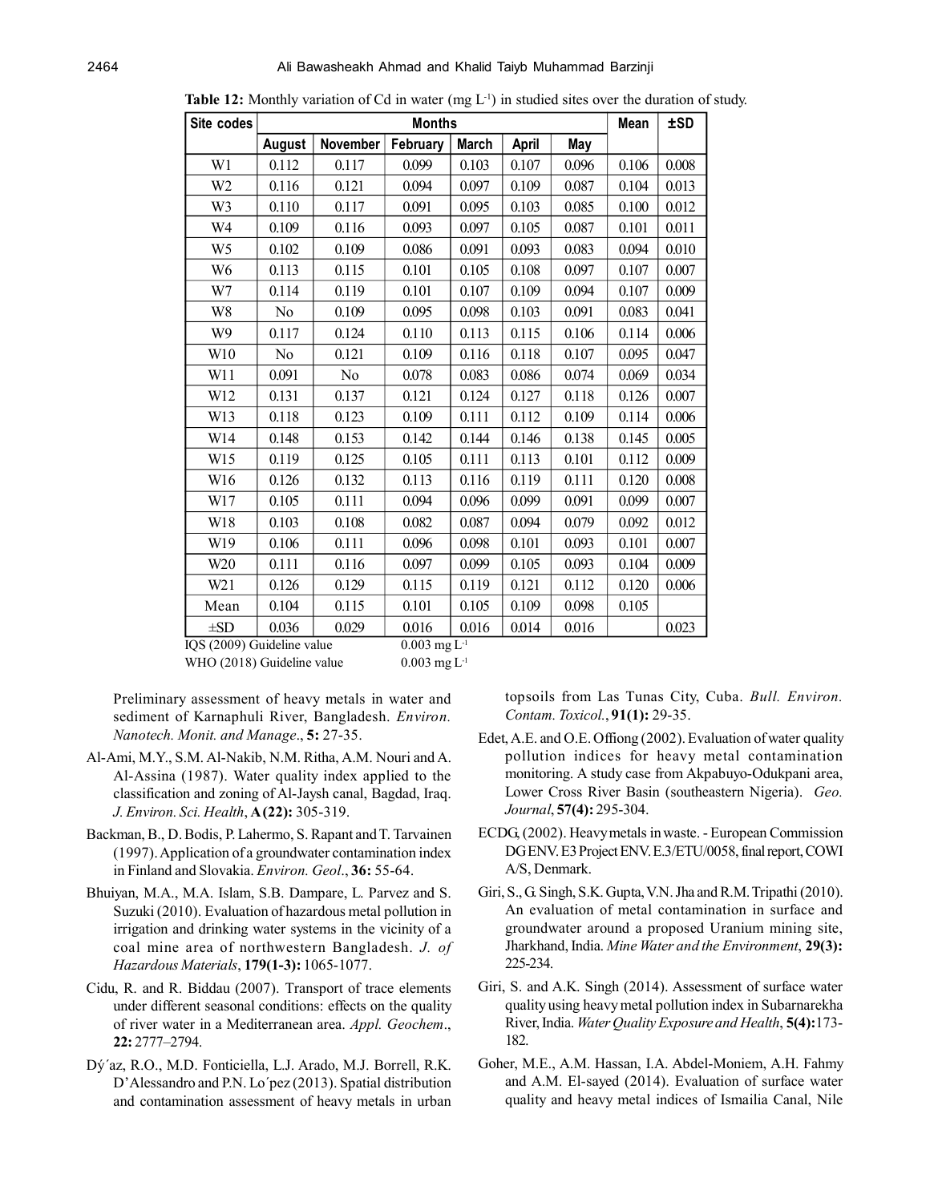**Table 12:** Monthly variation of Cd in water (mg $L^{-1}$) in studied sites over the duration of study.

| Site codes | Months | | | | | | Mean | ±SD |
|---|---|---|---|---|---|---|---|---|
| | August | November | February | March | April | May | | |
| W1 | 0.112 | 0.117 | 0.099 | 0.103 | 0.107 | 0.096 | 0.106 | 0.008 |
| W2 | 0.116 | 0.121 | 0.094 | 0.097 | 0.109 | 0.087 | 0.104 | 0.013 |
| W3 | 0.110 | 0.117 | 0.091 | 0.095 | 0.103 | 0.085 | 0.100 | 0.012 |
| W4 | 0.109 | 0.116 | 0.093 | 0.097 | 0.105 | 0.087 | 0.101 | 0.011 |
| W5 | 0.102 | 0.109 | 0.086 | 0.091 | 0.093 | 0.083 | 0.094 | 0.010 |
| W6 | 0.113 | 0.115 | 0.101 | 0.105 | 0.108 | 0.097 | 0.107 | 0.007 |
| W7 | 0.114 | 0.119 | 0.101 | 0.107 | 0.109 | 0.094 | 0.107 | 0.009 |
| W8 | No | 0.109 | 0.095 | 0.098 | 0.103 | 0.091 | 0.083 | 0.041 |
| W9 | 0.117 | 0.124 | 0.110 | 0.113 | 0.115 | 0.106 | 0.114 | 0.006 |
| W10 | No | 0.121 | 0.109 | 0.116 | 0.118 | 0.107 | 0.095 | 0.047 |
| W11 | 0.091 | No | 0.078 | 0.083 | 0.086 | 0.074 | 0.069 | 0.034 |
| W12 | 0.131 | 0.137 | 0.121 | 0.124 | 0.127 | 0.118 | 0.126 | 0.007 |
| W13 | 0.118 | 0.123 | 0.109 | 0.111 | 0.112 | 0.109 | 0.114 | 0.006 |
| W14 | 0.148 | 0.153 | 0.142 | 0.144 | 0.146 | 0.138 | 0.145 | 0.005 |
| W15 | 0.119 | 0.125 | 0.105 | 0.111 | 0.113 | 0.101 | 0.112 | 0.009 |
| W16 | 0.126 | 0.132 | 0.113 | 0.116 | 0.119 | 0.111 | 0.120 | 0.008 |
| W17 | 0.105 | 0.111 | 0.094 | 0.096 | 0.099 | 0.091 | 0.099 | 0.007 |
| W18 | 0.103 | 0.108 | 0.082 | 0.087 | 0.094 | 0.079 | 0.092 | 0.012 |
| W19 | 0.106 | 0.111 | 0.096 | 0.098 | 0.101 | 0.093 | 0.101 | 0.007 |
| W20 | 0.111 | 0.116 | 0.097 | 0.099 | 0.105 | 0.093 | 0.104 | 0.009 |
| W21 | 0.126 | 0.129 | 0.115 | 0.119 | 0.121 | 0.112 | 0.120 | 0.006 |
| Mean | 0.104 | 0.115 | 0.101 | 0.105 | 0.109 | 0.098 | 0.105 | |
| ±SD | 0.036 | 0.029 | 0.016 | 0.016 | 0.014 | 0.016 | | 0.023 |

IQS (2009) Guideline value 0.003 mg $L^{-1}$
WHO (2018) Guideline value 0.003 mg $L^{-1}$

Preliminary assessment of heavy metals in water and sediment of Karnaphuli River, Bangladesh. *Environ. Nanotech. Monit. and Manage*., **5:** 27-35.

Al-Ami, M.Y., S.M. Al-Nakib, N.M. Ritha, A.M. Nouri and A. Al-Assina (1987). Water quality index applied to the classification and zoning of Al-Jaysh canal, Bagdad, Iraq. *J. Environ. Sci. Health*, **A(22):** 305-319.

Backman, B., D. Bodis, P. Lahermo, S. Rapant and T. Tarvainen (1997). Application of a groundwater contamination index in Finland and Slovakia. *Environ. Geol*., **36:** 55-64.

Bhuiyan, M.A., M.A. Islam, S.B. Dampare, L. Parvez and S. Suzuki (2010). Evaluation of hazardous metal pollution in irrigation and drinking water systems in the vicinity of a coal mine area of northwestern Bangladesh. *J. of Hazardous Materials*, **179(1-3):** 1065-1077.

Cidu, R. and R. Biddau (2007). Transport of trace elements under different seasonal conditions: effects on the quality of river water in a Mediterranean area. *Appl. Geochem*., **22:** 2777–2794.

Dý´az, R.O., M.D. Fonticiella, L.J. Arado, M.J. Borrell, R.K. D'Alessandro and P.N. Lo´pez (2013). Spatial distribution and contamination assessment of heavy metals in urban topsoils from Las Tunas City, Cuba. *Bull. Environ. Contam. Toxicol.*, **91(1):** 29-35.

Edet, A.E. and O.E. Offiong (2002). Evaluation of water quality pollution indices for heavy metal contamination monitoring. A study case from Akpabuyo-Odukpani area, Lower Cross River Basin (southeastern Nigeria). *Geo. Journal*, **57(4):** 295-304.

ECDG, (2002). Heavy metals in waste. - European Commission DG ENV. E3 Project ENV. E.3/ETU/0058, final report, COWI A/S, Denmark.

Giri, S., G. Singh, S.K. Gupta, V.N. Jha and R.M. Tripathi (2010). An evaluation of metal contamination in surface and groundwater around a proposed Uranium mining site, Jharkhand, India. *Mine Water and the Environment*, **29(3):** 225-234.

Giri, S. and A.K. Singh (2014). Assessment of surface water quality using heavy metal pollution index in Subarnarekha River, India. *Water Quality Exposure and Health*, **5(4):**173-182.

Goher, M.E., A.M. Hassan, I.A. Abdel-Moniem, A.H. Fahmy and A.M. El-sayed (2014). Evaluation of surface water quality and heavy metal indices of Ismailia Canal, Nile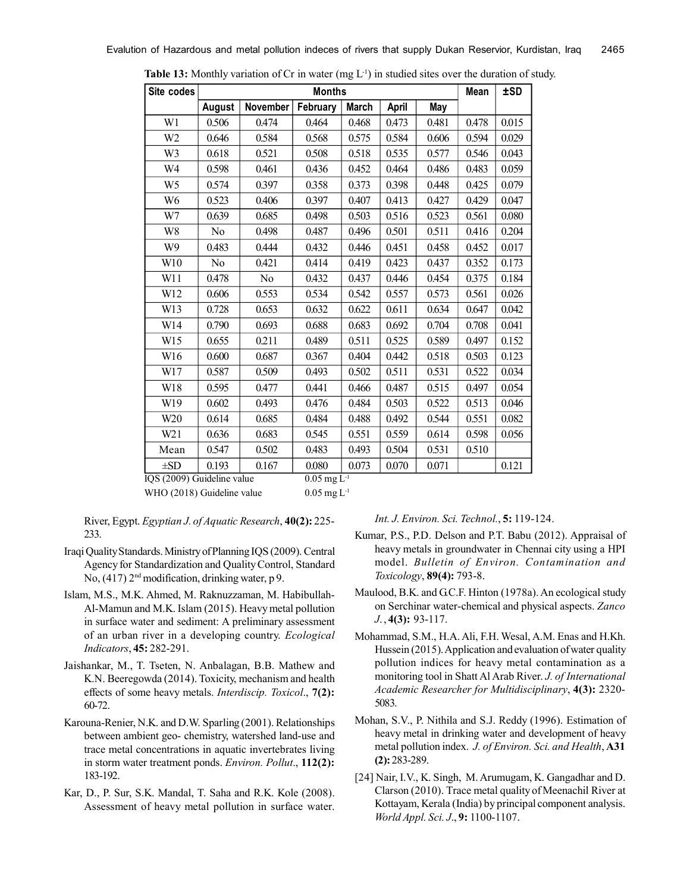**Table 13:** Monthly variation of Cr in water (mg $L^{-1}$) in studied sites over the duration of study.

| Site codes | Months | | | | | | Mean | ±SD |
|---|---|---|---|---|---|---|---|---|
| | August | November | February | March | April | May | | |
| W1 | 0.506 | 0.474 | 0.464 | 0.468 | 0.473 | 0.481 | 0.478 | 0.015 |
| W2 | 0.646 | 0.584 | 0.568 | 0.575 | 0.584 | 0.606 | 0.594 | 0.029 |
| W3 | 0.618 | 0.521 | 0.508 | 0.518 | 0.535 | 0.577 | 0.546 | 0.043 |
| W4 | 0.598 | 0.461 | 0.436 | 0.452 | 0.464 | 0.486 | 0.483 | 0.059 |
| W5 | 0.574 | 0.397 | 0.358 | 0.373 | 0.398 | 0.448 | 0.425 | 0.079 |
| W6 | 0.523 | 0.406 | 0.397 | 0.407 | 0.413 | 0.427 | 0.429 | 0.047 |
| W7 | 0.639 | 0.685 | 0.498 | 0.503 | 0.516 | 0.523 | 0.561 | 0.080 |
| W8 | No | 0.498 | 0.487 | 0.496 | 0.501 | 0.511 | 0.416 | 0.204 |
| W9 | 0.483 | 0.444 | 0.432 | 0.446 | 0.451 | 0.458 | 0.452 | 0.017 |
| W10 | No | 0.421 | 0.414 | 0.419 | 0.423 | 0.437 | 0.352 | 0.173 |
| W11 | 0.478 | No | 0.432 | 0.437 | 0.446 | 0.454 | 0.375 | 0.184 |
| W12 | 0.606 | 0.553 | 0.534 | 0.542 | 0.557 | 0.573 | 0.561 | 0.026 |
| W13 | 0.728 | 0.653 | 0.632 | 0.622 | 0.611 | 0.634 | 0.647 | 0.042 |
| W14 | 0.790 | 0.693 | 0.688 | 0.683 | 0.692 | 0.704 | 0.708 | 0.041 |
| W15 | 0.655 | 0.211 | 0.489 | 0.511 | 0.525 | 0.589 | 0.497 | 0.152 |
| W16 | 0.600 | 0.687 | 0.367 | 0.404 | 0.442 | 0.518 | 0.503 | 0.123 |
| W17 | 0.587 | 0.509 | 0.493 | 0.502 | 0.511 | 0.531 | 0.522 | 0.034 |
| W18 | 0.595 | 0.477 | 0.441 | 0.466 | 0.487 | 0.515 | 0.497 | 0.054 |
| W19 | 0.602 | 0.493 | 0.476 | 0.484 | 0.503 | 0.522 | 0.513 | 0.046 |
| W20 | 0.614 | 0.685 | 0.484 | 0.488 | 0.492 | 0.544 | 0.551 | 0.082 |
| W21 | 0.636 | 0.683 | 0.545 | 0.551 | 0.559 | 0.614 | 0.598 | 0.056 |
| Mean | 0.547 | 0.502 | 0.483 | 0.493 | 0.504 | 0.531 | 0.510 | |
| ±SD | 0.193 | 0.167 | 0.080 | 0.073 | 0.070 | 0.071 | | 0.121 |

IQS (2009) Guideline value 0.05 mg $L^{-1}$

WHO (2018) Guideline value 0.05 mg $L^{-1}$

River, Egypt. *Egyptian J. of Aquatic Research*, **40(2):** 225-233.

Iraqi Quality Standards. Ministry of Planning IQS (2009). Central Agency for Standardization and Quality Control, Standard No, (417) 2nd modification, drinking water, p 9.

Islam, M.S., M.K. Ahmed, M. Raknuzzaman, M. Habibullah-Al-Mamun and M.K. Islam (2015). Heavy metal pollution in surface water and sediment: A preliminary assessment of an urban river in a developing country. *Ecological Indicators*, **45:** 282-291.

Jaishankar, M., T. Tseten, N. Anbalagan, B.B. Mathew and K.N. Beeregowda (2014). Toxicity, mechanism and health effects of some heavy metals. *Interdiscip. Toxicol*., **7(2):** 60-72.

Karouna-Renier, N.K. and D.W. Sparling (2001). Relationships between ambient geo- chemistry, watershed land-use and trace metal concentrations in aquatic invertebrates living in storm water treatment ponds. *Environ. Pollut*., **112(2):** 183-192.

Kar, D., P. Sur, S.K. Mandal, T. Saha and R.K. Kole (2008). Assessment of heavy metal pollution in surface water. *Int. J. Environ. Sci. Technol.*, **5:** 119-124.

Kumar, P.S., P.D. Delson and P.T. Babu (2012). Appraisal of heavy metals in groundwater in Chennai city using a HPI model. *Bulletin of Environ. Contamination and Toxicology*, **89(4):** 793-8.

Maulood, B.K. and G.C.F. Hinton (1978a). An ecological study on Serchinar water-chemical and physical aspects. *Zanco J.*, **4(3):** 93-117.

Mohammad, S.M., H.A. Ali, F.H. Wesal, A.M. Enas and H.Kh. Hussein (2015). Application and evaluation of water quality pollution indices for heavy metal contamination as a monitoring tool in Shatt Al Arab River. *J. of International Academic Researcher for Multidisciplinary*, **4(3):** 2320-5083.

Mohan, S.V., P. Nithila and S.J. Reddy (1996). Estimation of heavy metal in drinking water and development of heavy metal pollution index. *J. of Environ. Sci. and Health*, **A31 (2):** 283-289.

[24] Nair, I.V., K. Singh, M. Arumugam, K. Gangadhar and D. Clarson (2010). Trace metal quality of Meenachil River at Kottayam, Kerala (India) by principal component analysis. *World Appl. Sci. J*., **9:** 1100-1107.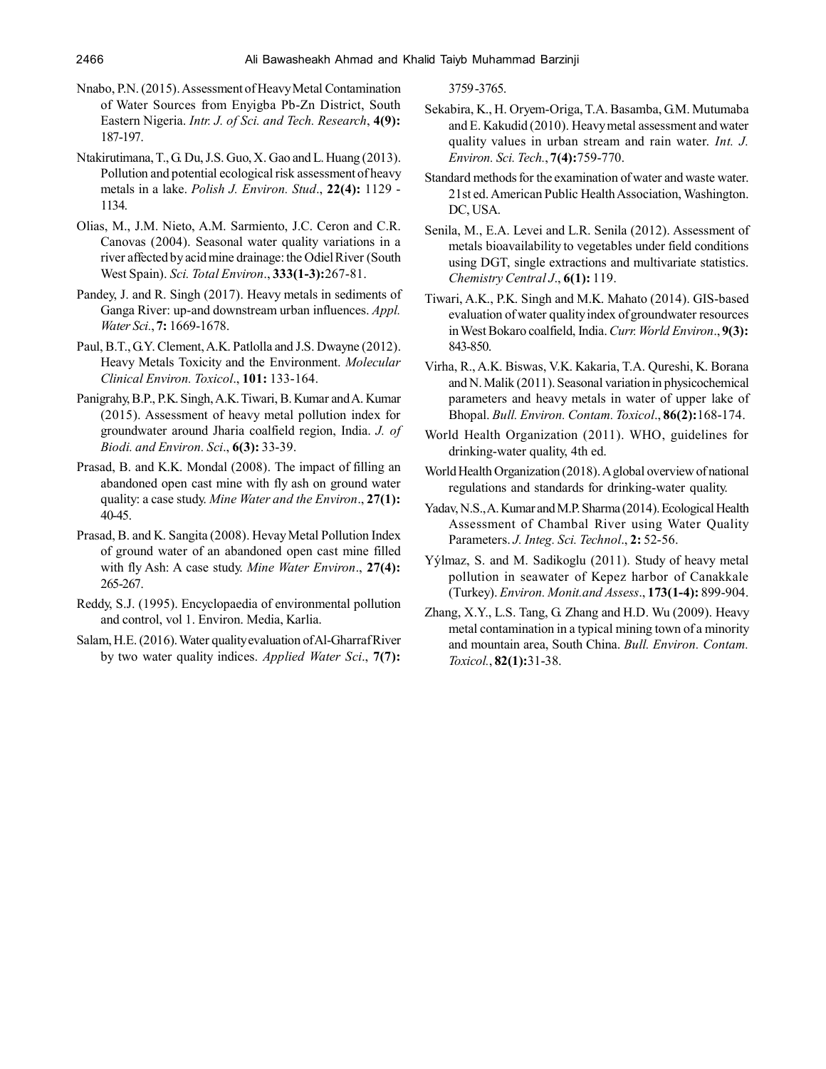Nnabo, P.N. (2015). Assessment of Heavy Metal Contamination of Water Sources from Enyigba Pb-Zn District, South Eastern Nigeria. *Intr. J. of Sci. and Tech. Research*, **4(9):** 187-197.

Ntakirutimana, T., G. Du, J.S. Guo, X. Gao and L. Huang (2013). Pollution and potential ecological risk assessment of heavy metals in a lake. *Polish J. Environ. Stud*., **22(4):** 1129 - 1134.

Olias, M., J.M. Nieto, A.M. Sarmiento, J.C. Ceron and C.R. Canovas (2004). Seasonal water quality variations in a river affected by acid mine drainage: the Odiel River (South West Spain). *Sci. Total Environ*., **333(1-3):**267-81.

Pandey, J. and R. Singh (2017). Heavy metals in sediments of Ganga River: up-and downstream urban influences. *Appl. Water Sci*., **7:** 1669-1678.

Paul, B.T., G.Y. Clement, A.K. Patlolla and J.S. Dwayne (2012). Heavy Metals Toxicity and the Environment. *Molecular Clinical Environ. Toxicol*., **101:** 133-164.

Panigrahy, B.P., P.K. Singh, A.K. Tiwari, B. Kumar and A. Kumar (2015). Assessment of heavy metal pollution index for groundwater around Jharia coalfield region, India. *J. of Biodi. and Environ. Sci*., **6(3):** 33-39.

Prasad, B. and K.K. Mondal (2008). The impact of filling an abandoned open cast mine with fly ash on ground water quality: a case study. *Mine Water and the Environ*., **27(1):** 40-45.

Prasad, B. and K. Sangita (2008). Hevay Metal Pollution Index of ground water of an abandoned open cast mine filled with fly Ash: A case study. *Mine Water Environ*., **27(4):** 265-267.

Reddy, S.J. (1995). Encyclopaedia of environmental pollution and control, vol 1. Environ. Media, Karlia.

Salam, H.E. (2016). Water quality evaluation of Al-Gharraf River by two water quality indices. *Applied Water Sci*., **7(7):** 3759-3765.

Sekabira, K., H. Oryem-Origa, T.A. Basamba, G.M. Mutumaba and E. Kakudid (2010). Heavy metal assessment and water quality values in urban stream and rain water. *Int. J. Environ. Sci. Tech.*, **7(4):**759-770.

Standard methods for the examination of water and waste water. 21st ed. American Public Health Association, Washington. DC, USA.

Senila, M., E.A. Levei and L.R. Senila (2012). Assessment of metals bioavailability to vegetables under field conditions using DGT, single extractions and multivariate statistics. *Chemistry Central J*., **6(1):** 119.

Tiwari, A.K., P.K. Singh and M.K. Mahato (2014). GIS-based evaluation of water quality index of groundwater resources in West Bokaro coalfield, India. *Curr. World Environ*., **9(3):** 843-850.

Virha, R., A.K. Biswas, V.K. Kakaria, T.A. Qureshi, K. Borana and N. Malik (2011). Seasonal variation in physicochemical parameters and heavy metals in water of upper lake of Bhopal. *Bull. Environ. Contam. Toxicol*., **86(2):**168-174.

World Health Organization (2011). WHO, guidelines for drinking-water quality, 4th ed.

World Health Organization (2018). A global overview of national regulations and standards for drinking-water quality.

Yadav, N.S., A. Kumar and M.P. Sharma (2014). Ecological Health Assessment of Chambal River using Water Quality Parameters. *J. Integ. Sci. Technol*., **2:** 52-56.

Yýlmaz, S. and M. Sadikoglu (2011). Study of heavy metal pollution in seawater of Kepez harbor of Canakkale (Turkey). *Environ. Monit.and Assess*., **173(1-4):** 899-904.

Zhang, X.Y., L.S. Tang, G. Zhang and H.D. Wu (2009). Heavy metal contamination in a typical mining town of a minority and mountain area, South China. *Bull. Environ. Contam. Toxicol.*, **82(1):**31-38.